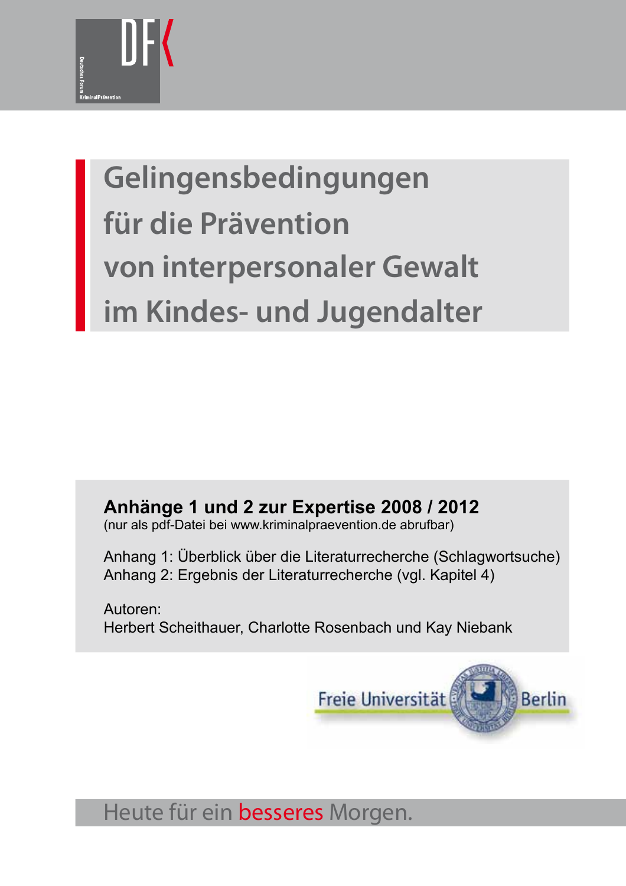# Gelingensbedingungen für die Prävention von interpersonaler Gewalt im Kindes- und Jugendalter

**Anhänge 1 und 2 zur Expertise 2008 / 2012**
(nur als pdf-Datei bei www.kriminalpraevention.de abrufbar)

Anhang 1: Überblick über die Literaturrecherche (Schlagwortsuche)
Anhang 2: Ergebnis der Literaturrecherche (vgl. Kapitel 4)

Autoren:
Herbert Scheithauer, Charlotte Rosenbach und Kay Niebank

Freie Universität Berlin

Heute für ein besseres Morgen.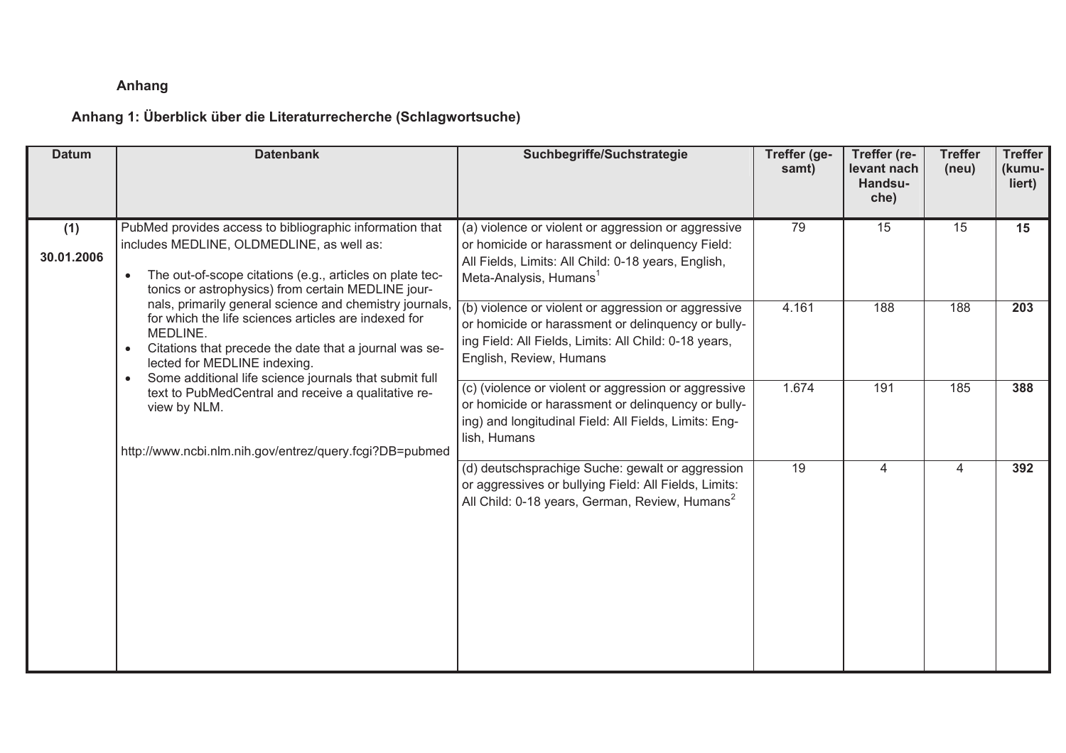# Anhang

## Anhang 1: Überblick über die Literaturrecherche (Schlagwortsuche)

| Datum | Datenbank | Suchbegriffe/Suchstrategie | Treffer (gesamt) | Treffer (relevant nach Handsuche) | Treffer (neu) | Treffer (kumuliert) |
|---|---|---|---|---|---|---|
| **(1)** **30.01.2006** | PubMed provides access to bibliographic information that includes MEDLINE, OLDMEDLINE, as well as: <ul><li>The out-of-scope citations (e.g., articles on plate tectonics or astrophysics) from certain MEDLINE journals, primarily general science and chemistry journals, for which the life sciences articles are indexed for MEDLINE.</li><li>Citations that precede the date that a journal was selected for MEDLINE indexing.</li><li>Some additional life science journals that submit full text to PubMedCentral and receive a qualitative review by NLM.</li></ul> http://www.ncbi.nlm.nih.gov/entrez/query.fcgi?DB=pubmed | (a) violence or violent or aggression or aggressive or homicide or harassment or delinquency Field: All Fields, Limits: All Child: 0-18 years, English, Meta-Analysis, Humans[1] | 79 | 15 | 15 | **15** |
| | | (b) violence or violent or aggression or aggressive or homicide or harassment or delinquency or bullying Field: All Fields, Limits: All Child: 0-18 years, English, Review, Humans | 4.161 | 188 | 188 | **203** |
| | | (c) (violence or violent or aggression or aggressive or homicide or harassment or delinquency or bullying) and longitudinal Field: All Fields, Limits: English, Humans | 1.674 | 191 | 185 | **388** |
| | | (d) deutschsprachige Suche: gewalt or aggression or aggressives or bullying Field: All Fields, Limits: All Child: 0-18 years, German, Review, Humans[2] | 19 | 4 | 4 | **392** |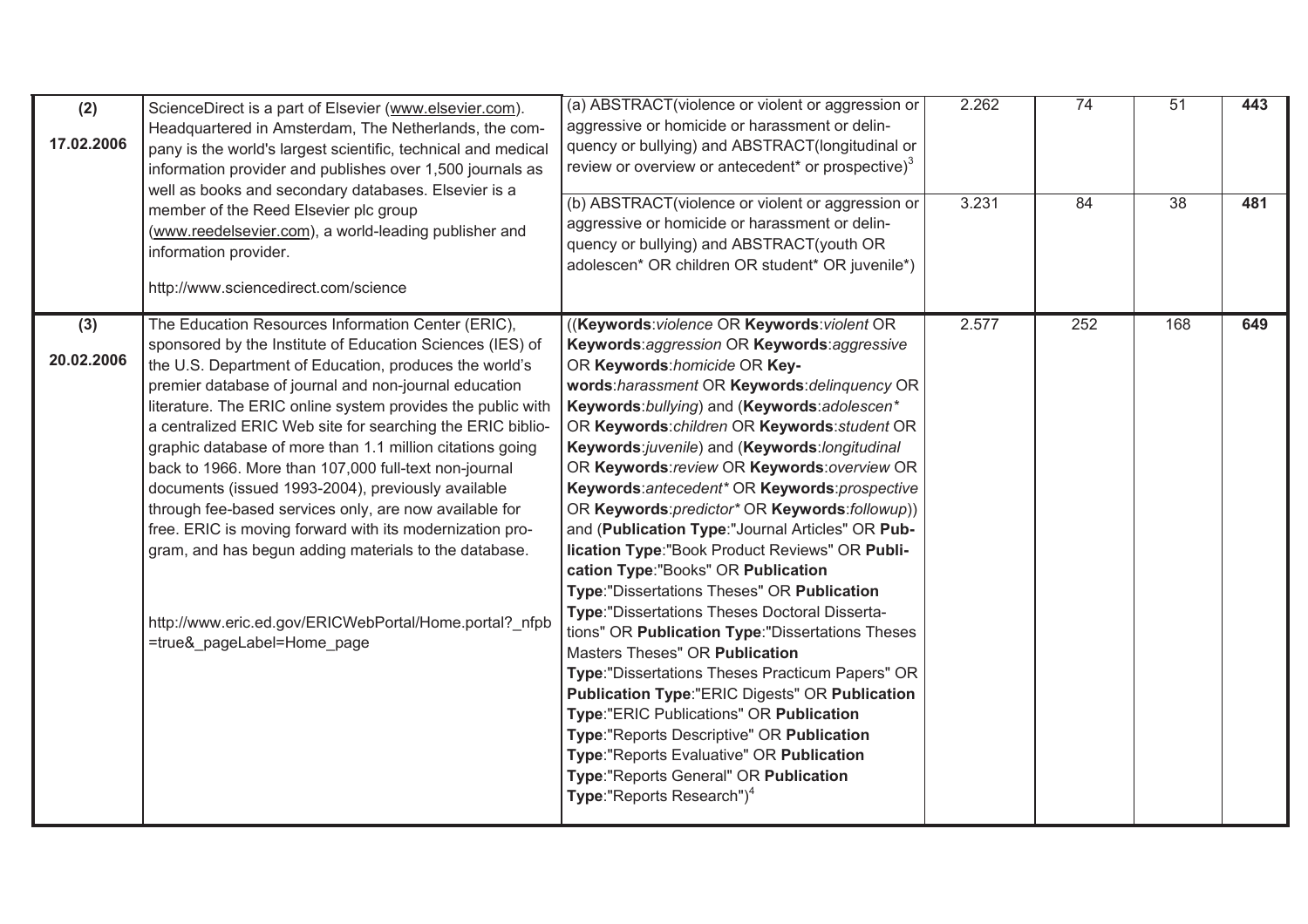| | | | | | | |
|---|---|---|---|---|---|---|
| **(2)**<br>**17.02.2006** | ScienceDirect is a part of Elsevier (www.elsevier.com). Headquartered in Amsterdam, The Netherlands, the company is the world's largest scientific, technical and medical information provider and publishes over 1,500 journals as well as books and secondary databases. Elsevier is a member of the Reed Elsevier plc group (www.reedelsevier.com), a world-leading publisher and information provider.<br><br>http://www.sciencedirect.com/science | (a) ABSTRACT(violence or violent or aggression or aggressive or homicide or harassment or delinquency or bullying) and ABSTRACT(longitudinal or review or overview or antecedent* or prospective)[3] | 2.262 | 74 | 51 | **443** |
| | | (b) ABSTRACT(violence or violent or aggression or aggressive or homicide or harassment or delinquency or bullying) and ABSTRACT(youth OR adolescen* OR children OR student* OR juvenile*) | 3.231 | 84 | 38 | **481** |
| **(3)**<br>**20.02.2006** | The Education Resources Information Center (ERIC), sponsored by the Institute of Education Sciences (IES) of the U.S. Department of Education, produces the world's premier database of journal and non-journal education literature. The ERIC online system provides the public with a centralized ERIC Web site for searching the ERIC bibliographic database of more than 1.1 million citations going back to 1966. More than 107,000 full-text non-journal documents (issued 1993-2004), previously available through fee-based services only, are now available for free. ERIC is moving forward with its modernization program, and has begun adding materials to the database.<br><br>http://www.eric.ed.gov/ERICWebPortal/Home.portal?_nfpb=true&_pageLabel=Home_page | ((**Keywords**:*violence* OR **Keywords**:*violent* OR **Keywords**:*aggression* OR **Keywords**:*aggressive* OR **Keywords**:*homicide* OR **Keywords**:*harassment* OR **Keywords**:*delinquency* OR **Keywords**:*bullying*) and (**Keywords**:*adolescen\** OR **Keywords**:*children* OR **Keywords**:*student* OR **Keywords**:*juvenile*) and (**Keywords**:*longitudinal* OR **Keywords**:*review* OR **Keywords**:*overview* OR **Keywords**:*antecedent\** OR **Keywords**:*prospective* OR **Keywords**:*predictor\** OR **Keywords**:*followup*)) and (**Publication Type**:"Journal Articles" OR **Publication Type**:"Book Product Reviews" OR **Publication Type**:"Books" OR **Publication Type**:"Dissertations Theses" OR **Publication Type**:"Dissertations Theses Doctoral Dissertations" OR **Publication Type**:"Dissertations Theses Masters Theses" OR **Publication Type**:"Dissertations Theses Practicum Papers" OR **Publication Type**:"ERIC Digests" OR **Publication Type**:"ERIC Publications" OR **Publication Type**:"Reports Descriptive" OR **Publication Type**:"Reports Evaluative" OR **Publication Type**:"Reports General" OR **Publication Type**:"Reports Research")[4] | 2.577 | 252 | 168 | **649** |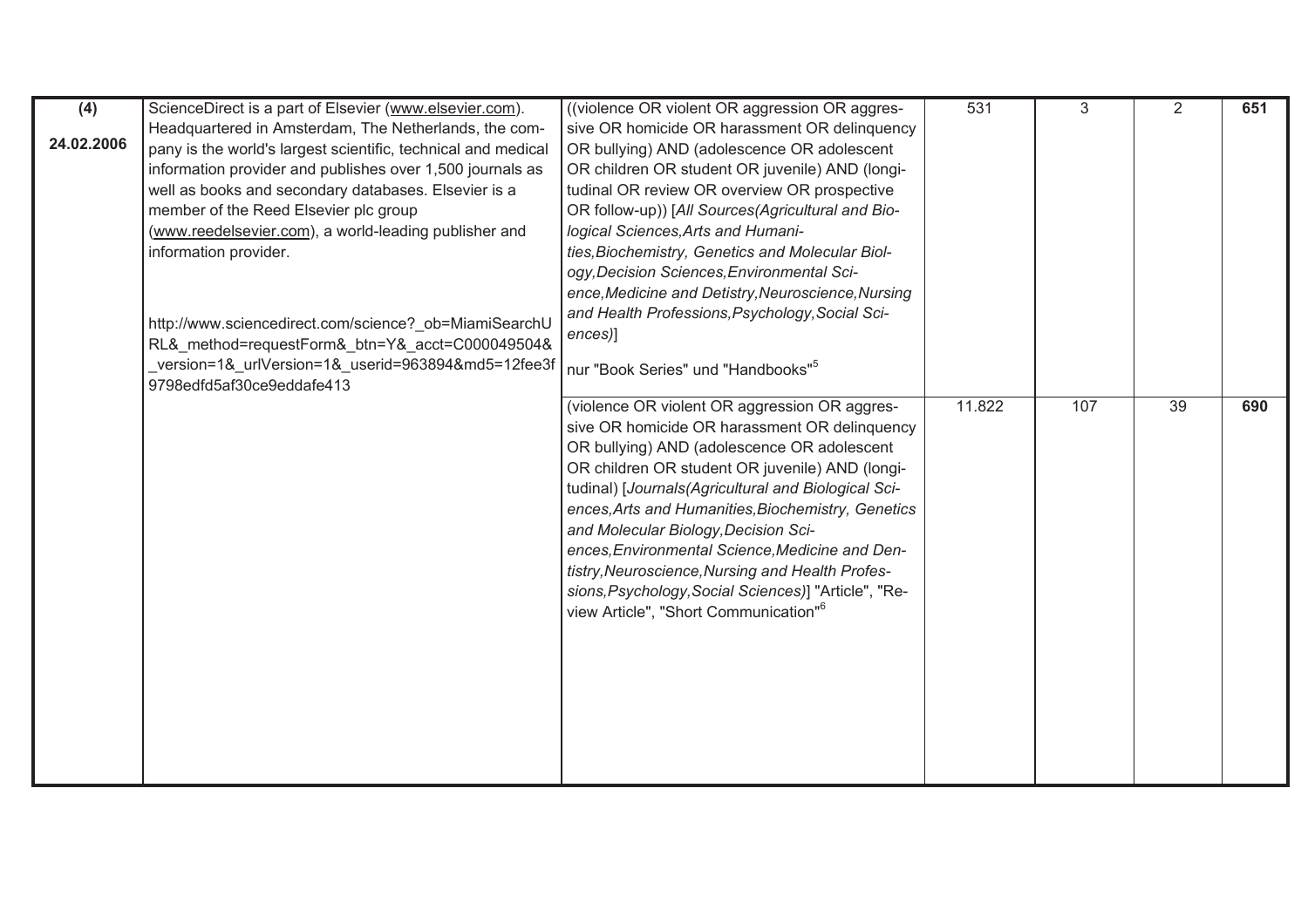| (4)<br><br>24.02.2006 | ScienceDirect is a part of Elsevier (www.elsevier.com). Headquartered in Amsterdam, The Netherlands, the company is the world's largest scientific, technical and medical information provider and publishes over 1,500 journals as well as books and secondary databases. Elsevier is a member of the Reed Elsevier plc group (www.reedelsevier.com), a world-leading publisher and information provider.<br><br>http://www.sciencedirect.com/science?_ob=MiamiSearchURL&_method=requestForm&_btn=Y&_acct=C000049504&_version=1&_urlVersion=1&_userid=963894&md5=12fee3f9798edfd5af30ce9eddafe413 | ((violence OR violent OR aggression OR aggressive OR homicide OR harassment OR delinquency OR bullying) AND (adolescence OR adolescent OR children OR student OR juvenile) AND (longitudinal OR review OR overview OR prospective OR follow-up)) [*All Sources(Agricultural and Biological Sciences,Arts and Humanities,Biochemistry, Genetics and Molecular Biology,Decision Sciences,Environmental Science,Medicine and Detistry,Neuroscience,Nursing and Health Professions,Psychology,Social Sciences)*]<br><br>nur "Book Series" und "Handbooks"[5] | 531 | 3 | 2 | **651** |
|---|---|---|---|---|---|---|
| | | (violence OR violent OR aggression OR aggressive OR homicide OR harassment OR delinquency OR bullying) AND (adolescence OR adolescent OR children OR student OR juvenile) AND (longitudinal) [*Journals(Agricultural and Biological Sciences,Arts and Humanities,Biochemistry, Genetics and Molecular Biology,Decision Sciences,Environmental Science,Medicine and Dentistry,Neuroscience,Nursing and Health Professions,Psychology,Social Sciences)*] "Article", "Review Article", "Short Communication"[6] | 11.822 | 107 | 39 | **690** |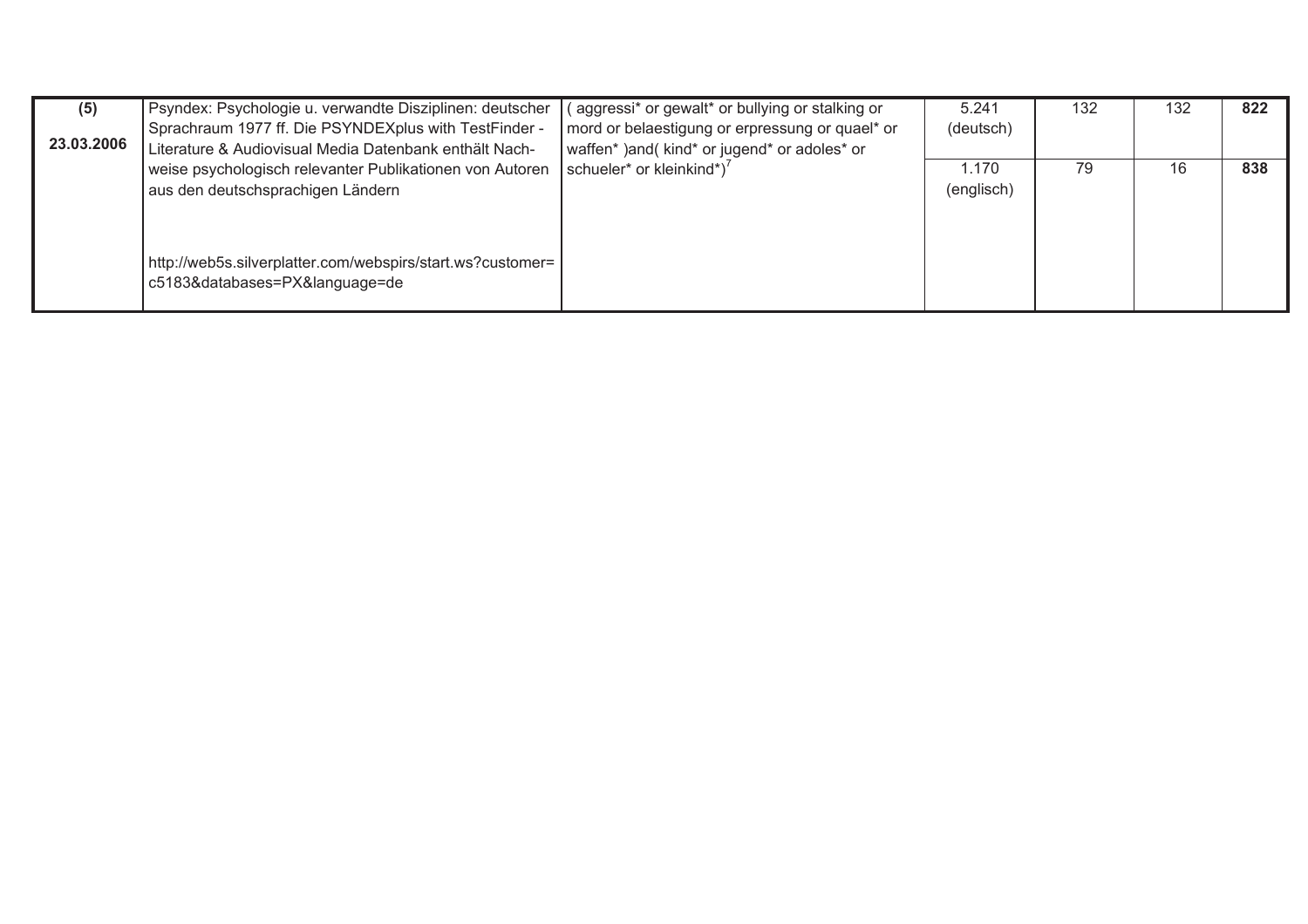| (5) 23.03.2006 | Psyndex: Psychologie u. verwandte Disziplinen: deutscher Sprachraum 1977 ff. Die PSYNDEXplus with TestFinder - Literature & Audiovisual Media Datenbank enthält Nachweise psychologisch relevanter Publikationen von Autoren aus den deutschsprachigen Ländern<br><br>http://web5s.silverplatter.com/webspirs/start.ws?customer=c5183&databases=PX&language=de | ( aggressi* or gewalt* or bullying or stalking or mord or belaestigung or erpressung or quael* or waffen* )and( kind* or jugend* or adoles* or schueler* or kleinkind*)[7] | 5.241 (deutsch) | 132 | 132 | **822** |
|---|---|---|---|---|---|---|
| | | | 1.170 (englisch) | 79 | 16 | **838** |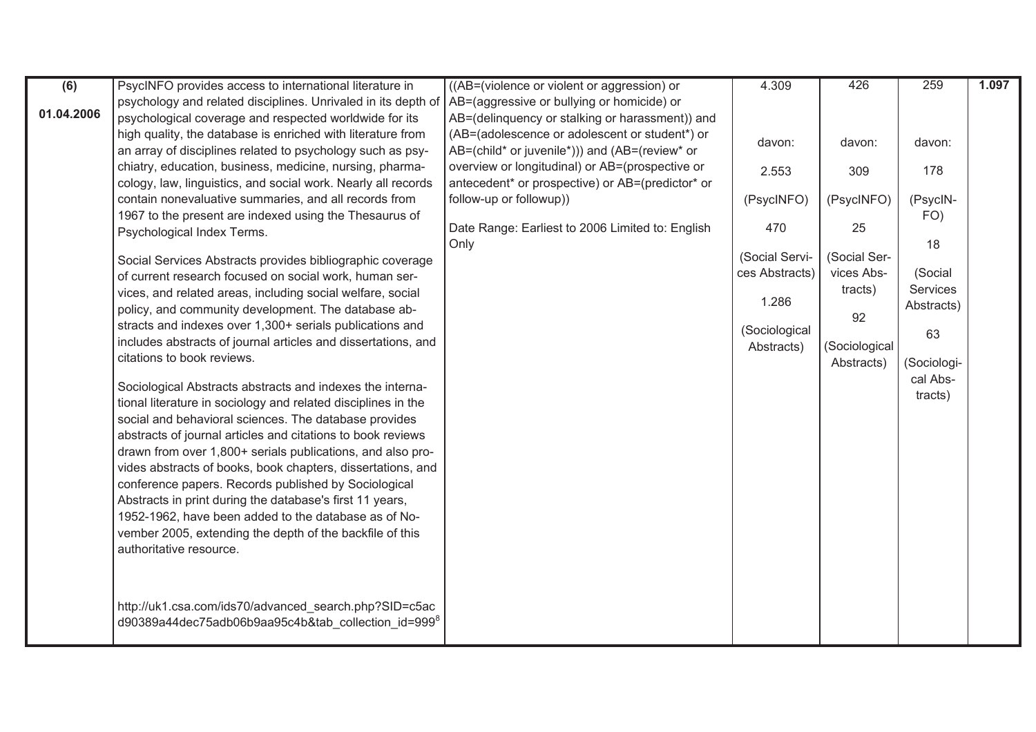| (6) 01.04.2006 | PsycINFO provides access to international literature in psychology and related disciplines. Unrivaled in its depth of psychological coverage and respected worldwide for its high quality, the database is enriched with literature from an array of disciplines related to psychology such as psychiatry, education, business, medicine, nursing, pharmacology, law, linguistics, and social work. Nearly all records contain nonevaluative summaries, and all records from 1967 to the present are indexed using the Thesaurus of Psychological Index Terms.<br><br>Social Services Abstracts provides bibliographic coverage of current research focused on social work, human services, and related areas, including social welfare, social policy, and community development. The database abstracts and indexes over 1,300+ serials publications and includes abstracts of journal articles and dissertations, and citations to book reviews.<br><br>Sociological Abstracts abstracts and indexes the international literature in sociology and related disciplines in the social and behavioral sciences. The database provides abstracts of journal articles and citations to book reviews drawn from over 1,800+ serials publications, and also provides abstracts of books, book chapters, dissertations, and conference papers. Records published by Sociological Abstracts in print during the database's first 11 years, 1952-1962, have been added to the database as of November 2005, extending the depth of the backfile of this authoritative resource.<br><br>http://uk1.csa.com/ids70/advanced_search.php?SID=c5acd90389a44dec75adb06b9aa95c4b&tab_collection_id=999[8] | ((AB=(violence or violent or aggression) or AB=(aggressive or bullying or homicide) or AB=(delinquency or stalking or harassment)) and (AB=(adolescence or adolescent or student*) or AB=(child* or juvenile*))) and (AB=(review* or overview or longitudinal) or AB=(prospective or antecedent* or prospective) or AB=(predictor* or follow-up or followup))<br><br>Date Range: Earliest to 2006 Limited to: English Only | 4.309<br><br>davon:<br><br>2.553<br><br>(PsycINFO)<br><br>470<br><br>(Social Services Abstracts)<br><br>1.286<br><br>(Sociological Abstracts) | 426<br><br>davon:<br><br>309<br><br>(PsycINFO)<br><br>25<br><br>(Social Services Abstracts)<br><br>92<br><br>(Sociological Abstracts) | 259<br><br>davon:<br><br>178<br><br>(PsycINFO)<br><br>18<br><br>(Social Services Abstracts)<br><br>63<br><br>(Sociological Abstracts) | **1.097** |
|---|---|---|---|---|---|---|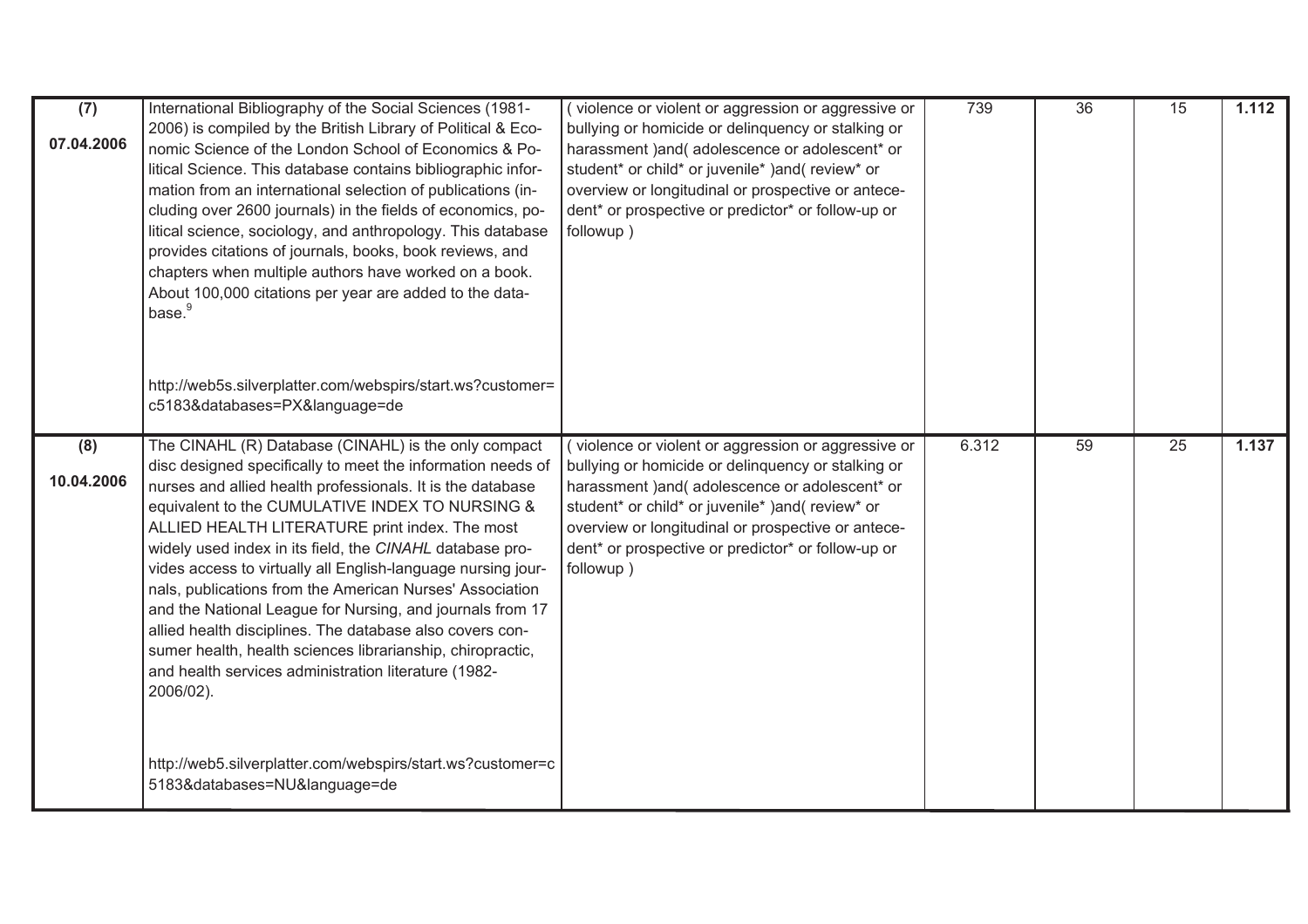| | | | | | | |
|---|---|---|---|---|---|---|
| **(7)**<br><br>**07.04.2006** | International Bibliography of the Social Sciences (1981-2006) is compiled by the British Library of Political & Economic Science of the London School of Economics & Political Science. This database contains bibliographic information from an international selection of publications (including over 2600 journals) in the fields of economics, political science, sociology, and anthropology. This database provides citations of journals, books, book reviews, and chapters when multiple authors have worked on a book. About 100,000 citations per year are added to the database.[9]<br><br>http://web5s.silverplatter.com/webspirs/start.ws?customer=c5183&databases=PX&language=de | ( violence or violent or aggression or aggressive or bullying or homicide or delinquency or stalking or harassment )and( adolescence or adolescent* or student* or child* or juvenile* )and( review* or overview or longitudinal or prospective or antecedent* or prospective or predictor* or follow-up or followup ) | 739 | 36 | 15 | **1.112** |
| **(8)**<br><br>**10.04.2006** | The CINAHL (R) Database (CINAHL) is the only compact disc designed specifically to meet the information needs of nurses and allied health professionals. It is the database equivalent to the CUMULATIVE INDEX TO NURSING & ALLIED HEALTH LITERATURE print index. The most widely used index in its field, the *CINAHL* database provides access to virtually all English-language nursing journals, publications from the American Nurses' Association and the National League for Nursing, and journals from 17 allied health disciplines. The database also covers consumer health, health sciences librarianship, chiropractic, and health services administration literature (1982-2006/02).<br><br>http://web5.silverplatter.com/webspirs/start.ws?customer=c5183&databases=NU&language=de | ( violence or violent or aggression or aggressive or bullying or homicide or delinquency or stalking or harassment )and( adolescence or adolescent* or student* or child* or juvenile* )and( review* or overview or longitudinal or prospective or antecedent* or prospective or predictor* or follow-up or followup ) | 6.312 | 59 | 25 | **1.137** |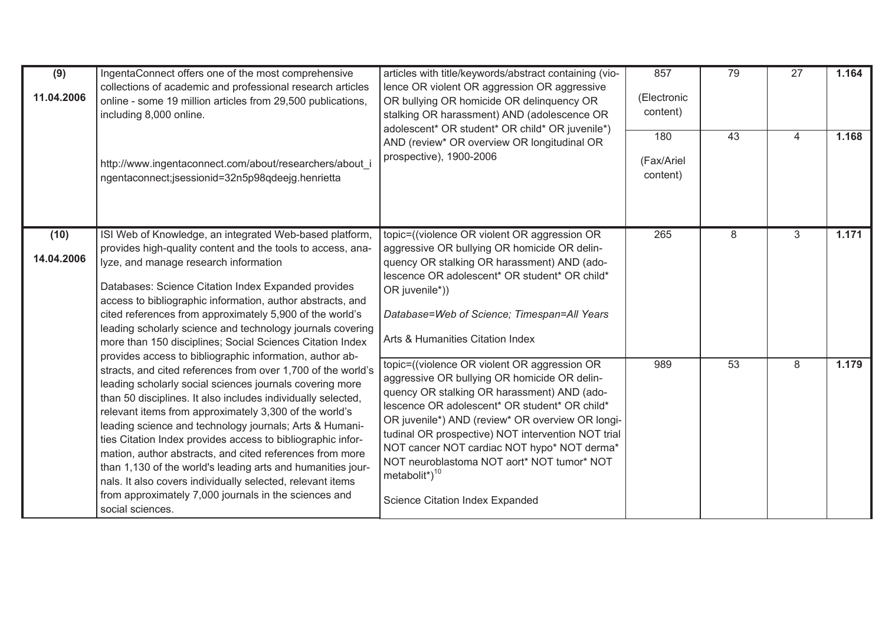| | | | | | | |
|---|---|---|---|---|---|---|
| **(9)**<br><br>**11.04.2006** | IngentaConnect offers one of the most comprehensive collections of academic and professional research articles online - some 19 million articles from 29,500 publications, including 8,000 online.<br><br>http://www.ingentaconnect.com/about/researchers/about_ingentaconnect;jsessionid=32n5p98qdeejg.henrietta | articles with title/keywords/abstract containing (violence OR violent OR aggression OR aggressive OR bullying OR homicide OR delinquency OR stalking OR harassment) AND (adolescence OR adolescent* OR student* OR child* OR juvenile*) AND (review* OR overview OR longitudinal OR prospective), 1900-2006 | 857<br><br>(Electronic content) | 79 | 27 | **1.164** |
| | | | 180<br><br>(Fax/Ariel content) | 43 | 4 | **1.168** |
| **(10)**<br><br>**14.04.2006** | ISI Web of Knowledge, an integrated Web-based platform, provides high-quality content and the tools to access, analyze, and manage research information<br><br>Databases: Science Citation Index Expanded provides access to bibliographic information, author abstracts, and cited references from approximately 5,900 of the world's leading scholarly science and technology journals covering more than 150 disciplines; Social Sciences Citation Index provides access to bibliographic information, author abstracts, and cited references from over 1,700 of the world's leading scholarly social sciences journals covering more than 50 disciplines. It also includes individually selected, relevant items from approximately 3,300 of the world's leading science and technology journals; Arts & Humanities Citation Index provides access to bibliographic information, author abstracts, and cited references from more than 1,130 of the world's leading arts and humanities journals. It also covers individually selected, relevant items from approximately 7,000 journals in the sciences and social sciences. | topic=((violence OR violent OR aggression OR aggressive OR bullying OR homicide OR delinquency OR stalking OR harassment) AND (adolescence OR adolescent* OR student* OR child* OR juvenile*))<br><br>*Database=Web of Science; Timespan=All Years*<br><br>Arts & Humanities Citation Index | 265 | 8 | 3 | **1.171** |
| | | topic=((violence OR violent OR aggression OR aggressive OR bullying OR homicide OR delinquency OR stalking OR harassment) AND (adolescence OR adolescent* OR student* OR child* OR juvenile*) AND (review* OR overview OR longitudinal OR prospective) NOT intervention NOT trial NOT cancer NOT cardiac NOT hypo* NOT derma* NOT neuroblastoma NOT aort* NOT tumor* NOT metabolit*)[10]<br><br>Science Citation Index Expanded | 989 | 53 | 8 | **1.179** |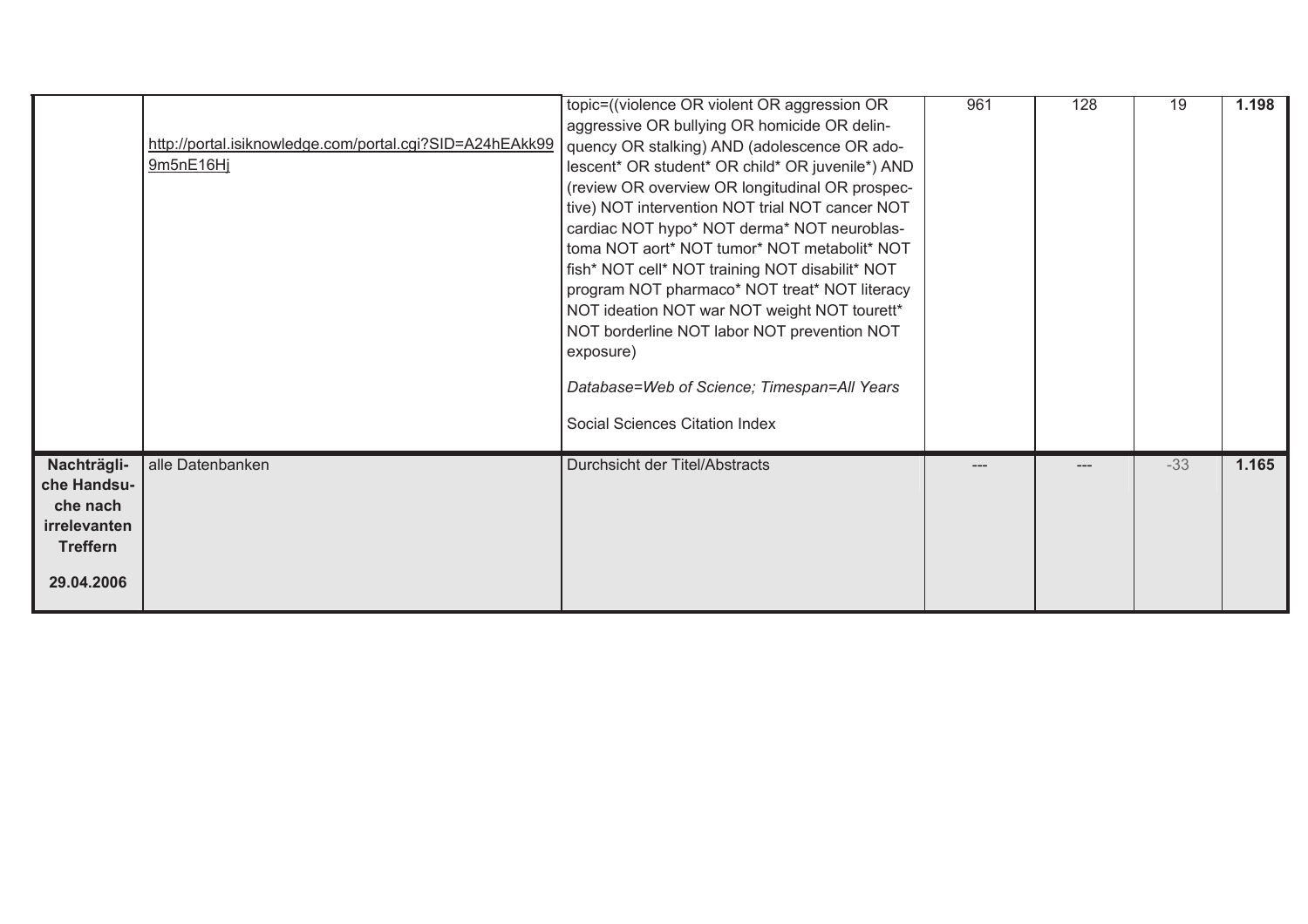| | | | | | | |
|---|---|---|---|---|---|---|
| | http://portal.isiknowledge.com/portal.cgi?SID=A24hEAkk99 9m5nE16Hj | topic=((violence OR violent OR aggression OR aggressive OR bullying OR homicide OR delinquency OR stalking) AND (adolescence OR adolescent* OR student* OR child* OR juvenile*) AND (review OR overview OR longitudinal OR prospective) NOT intervention NOT trial NOT cancer NOT cardiac NOT hypo* NOT derma* NOT neuroblastoma NOT aort* NOT tumor* NOT metabolit* NOT fish* NOT cell* NOT training NOT disabilit* NOT program NOT pharmaco* NOT treat* NOT literacy NOT ideation NOT war NOT weight NOT tourett* NOT borderline NOT labor NOT prevention NOT exposure)<br><br>*Database=Web of Science; Timespan=All Years*<br><br>Social Sciences Citation Index | 961 | 128 | 19 | **1.198** |
| **Nachträgliche Handsuche nach irrelevanten Treffern**<br><br>**29.04.2006** | alle Datenbanken | Durchsicht der Titel/Abstracts | --- | --- | -33 | **1.165** |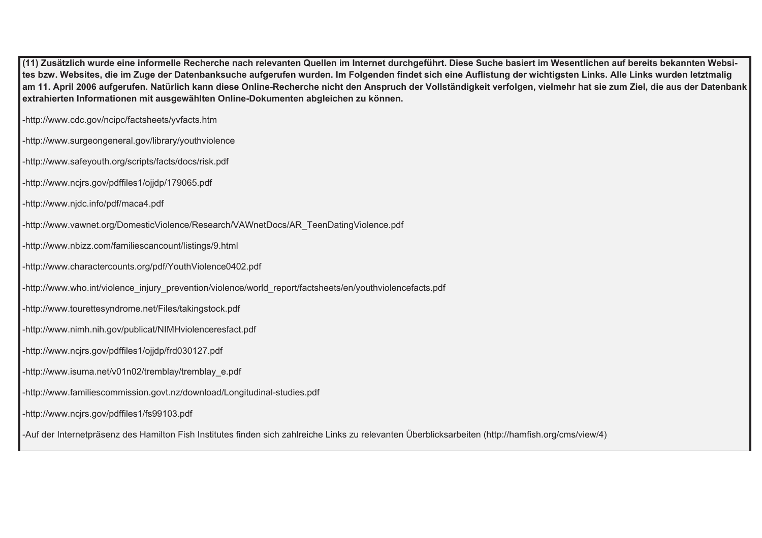**(11) Zusätzlich wurde eine informelle Recherche nach relevanten Quellen im Internet durchgeführt. Diese Suche basiert im Wesentlichen auf bereits bekannten Websites bzw. Websites, die im Zuge der Datenbanksuche aufgerufen wurden. Im Folgenden findet sich eine Auflistung der wichtigsten Links. Alle Links wurden letztmalig am 11. April 2006 aufgerufen. Natürlich kann diese Online-Recherche nicht den Anspruch der Vollständigkeit verfolgen, vielmehr hat sie zum Ziel, die aus der Datenbank extrahierten Informationen mit ausgewählten Online-Dokumenten abgleichen zu können.**

-http://www.cdc.gov/ncipc/factsheets/yvfacts.htm

-http://www.surgeongeneral.gov/library/youthviolence

-http://www.safeyouth.org/scripts/facts/docs/risk.pdf

-http://www.ncjrs.gov/pdffiles1/ojjdp/179065.pdf

-http://www.njdc.info/pdf/maca4.pdf

-http://www.vawnet.org/DomesticViolence/Research/VAWnetDocs/AR_TeenDatingViolence.pdf

-http://www.nbizz.com/familiescancount/listings/9.html

-http://www.charactercounts.org/pdf/YouthViolence0402.pdf

-http://www.who.int/violence_injury_prevention/violence/world_report/factsheets/en/youthviolencefacts.pdf

-http://www.tourettesyndrome.net/Files/takingstock.pdf

-http://www.nimh.nih.gov/publicat/NIMHviolenceresfact.pdf

-http://www.ncjrs.gov/pdffiles1/ojjdp/frd030127.pdf

-http://www.isuma.net/v01n02/tremblay/tremblay_e.pdf

-http://www.familiescommission.govt.nz/download/Longitudinal-studies.pdf

-http://www.ncjrs.gov/pdffiles1/fs99103.pdf

-Auf der Internetpräsenz des Hamilton Fish Institutes finden sich zahlreiche Links zu relevanten Überblicksarbeiten (http://hamfish.org/cms/view/4)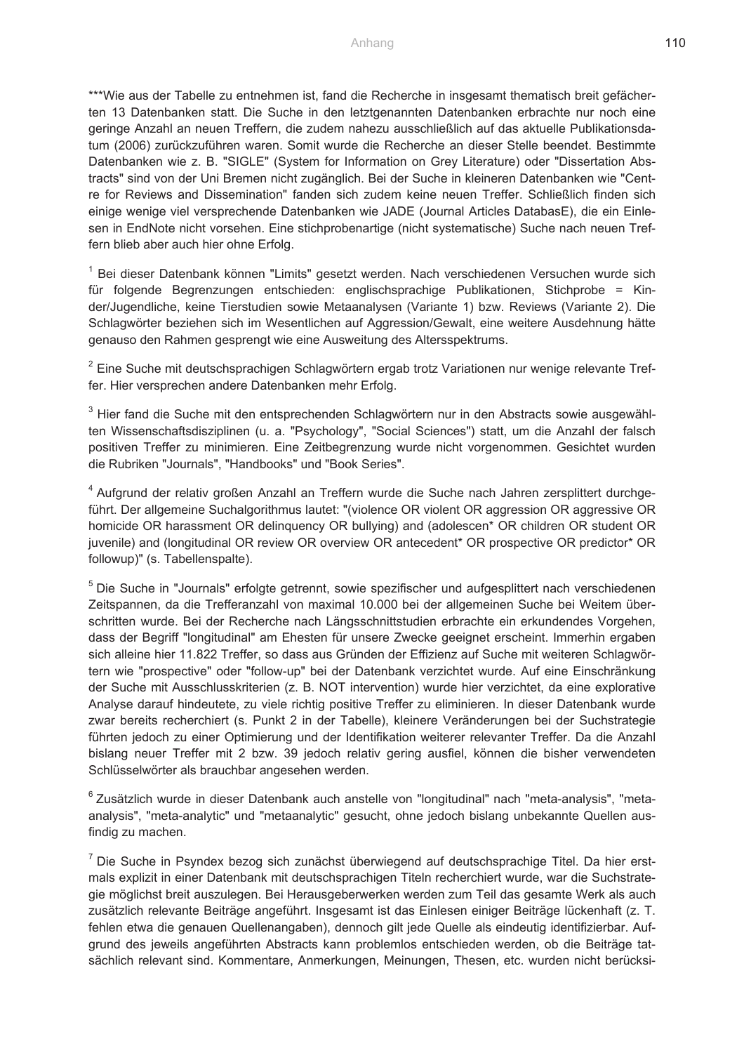***Wie aus der Tabelle zu entnehmen ist, fand die Recherche in insgesamt thematisch breit gefächerten 13 Datenbanken statt. Die Suche in den letztgenannten Datenbanken erbrachte nur noch eine geringe Anzahl an neuen Treffern, die zudem nahezu ausschließlich auf das aktuelle Publikationsdatum (2006) zurückzuführen waren. Somit wurde die Recherche an dieser Stelle beendet. Bestimmte Datenbanken wie z. B. "SIGLE" (System for Information on Grey Literature) oder "Dissertation Abstracts" sind von der Uni Bremen nicht zugänglich. Bei der Suche in kleineren Datenbanken wie "Centre for Reviews and Dissemination" fanden sich zudem keine neuen Treffer. Schließlich finden sich einige wenige viel versprechende Datenbanken wie JADE (Journal Articles DatabasE), die ein Einlesen in EndNote nicht vorsehen. Eine stichprobenartige (nicht systematische) Suche nach neuen Treffern blieb aber auch hier ohne Erfolg.

[1] Bei dieser Datenbank können "Limits" gesetzt werden. Nach verschiedenen Versuchen wurde sich für folgende Begrenzungen entschieden: englischsprachige Publikationen, Stichprobe = Kinder/Jugendliche, keine Tierstudien sowie Metaanalysen (Variante 1) bzw. Reviews (Variante 2). Die Schlagwörter beziehen sich im Wesentlichen auf Aggression/Gewalt, eine weitere Ausdehnung hätte genauso den Rahmen gesprengt wie eine Ausweitung des Altersspektrums.

[2] Eine Suche mit deutschsprachigen Schlagwörtern ergab trotz Variationen nur wenige relevante Treffer. Hier versprechen andere Datenbanken mehr Erfolg.

[3] Hier fand die Suche mit den entsprechenden Schlagwörtern nur in den Abstracts sowie ausgewählten Wissenschaftsdisziplinen (u. a. "Psychology", "Social Sciences") statt, um die Anzahl der falsch positiven Treffer zu minimieren. Eine Zeitbegrenzung wurde nicht vorgenommen. Gesichtet wurden die Rubriken "Journals", "Handbooks" und "Book Series".

[4] Aufgrund der relativ großen Anzahl an Treffern wurde die Suche nach Jahren zersplittert durchgeführt. Der allgemeine Suchalgorithmus lautet: "(violence OR violent OR aggression OR aggressive OR homicide OR harassment OR delinquency OR bullying) and (adolescen* OR children OR student OR juvenile) and (longitudinal OR review OR overview OR antecedent* OR prospective OR predictor* OR followup)" (s. Tabellenspalte).

[5] Die Suche in "Journals" erfolgte getrennt, sowie spezifischer und aufgesplittert nach verschiedenen Zeitspannen, da die Trefferanzahl von maximal 10.000 bei der allgemeinen Suche bei Weitem überschritten wurde. Bei der Recherche nach Längsschnittstudien erbrachte ein erkundendes Vorgehen, dass der Begriff "longitudinal" am Ehesten für unsere Zwecke geeignet erscheint. Immerhin ergaben sich alleine hier 11.822 Treffer, so dass aus Gründen der Effizienz auf Suche mit weiteren Schlagwörtern wie "prospective" oder "follow-up" bei der Datenbank verzichtet wurde. Auf eine Einschränkung der Suche mit Ausschlusskriterien (z. B. NOT intervention) wurde hier verzichtet, da eine explorative Analyse darauf hindeutete, zu viele richtig positive Treffer zu eliminieren. In dieser Datenbank wurde zwar bereits recherchiert (s. Punkt 2 in der Tabelle), kleinere Veränderungen bei der Suchstrategie führten jedoch zu einer Optimierung und der Identifikation weiterer relevanter Treffer. Da die Anzahl bislang neuer Treffer mit 2 bzw. 39 jedoch relativ gering ausfiel, können die bisher verwendeten Schlüsselwörter als brauchbar angesehen werden.

[6] Zusätzlich wurde in dieser Datenbank auch anstelle von "longitudinal" nach "meta-analysis", "metaanalysis", "meta-analytic" und "metaanalytic" gesucht, ohne jedoch bislang unbekannte Quellen ausfindig zu machen.

[7] Die Suche in Psyndex bezog sich zunächst überwiegend auf deutschsprachige Titel. Da hier erstmals explizit in einer Datenbank mit deutschsprachigen Titeln recherchiert wurde, war die Suchstrategie möglichst breit auszulegen. Bei Herausgeberwerken werden zum Teil das gesamte Werk als auch zusätzlich relevante Beiträge angeführt. Insgesamt ist das Einlesen einiger Beiträge lückenhaft (z. T. fehlen etwa die genauen Quellenangaben), dennoch gilt jede Quelle als eindeutig identifizierbar. Aufgrund des jeweils angeführten Abstracts kann problemlos entschieden werden, ob die Beiträge tatsächlich relevant sind. Kommentare, Anmerkungen, Meinungen, Thesen, etc. wurden nicht berücksi-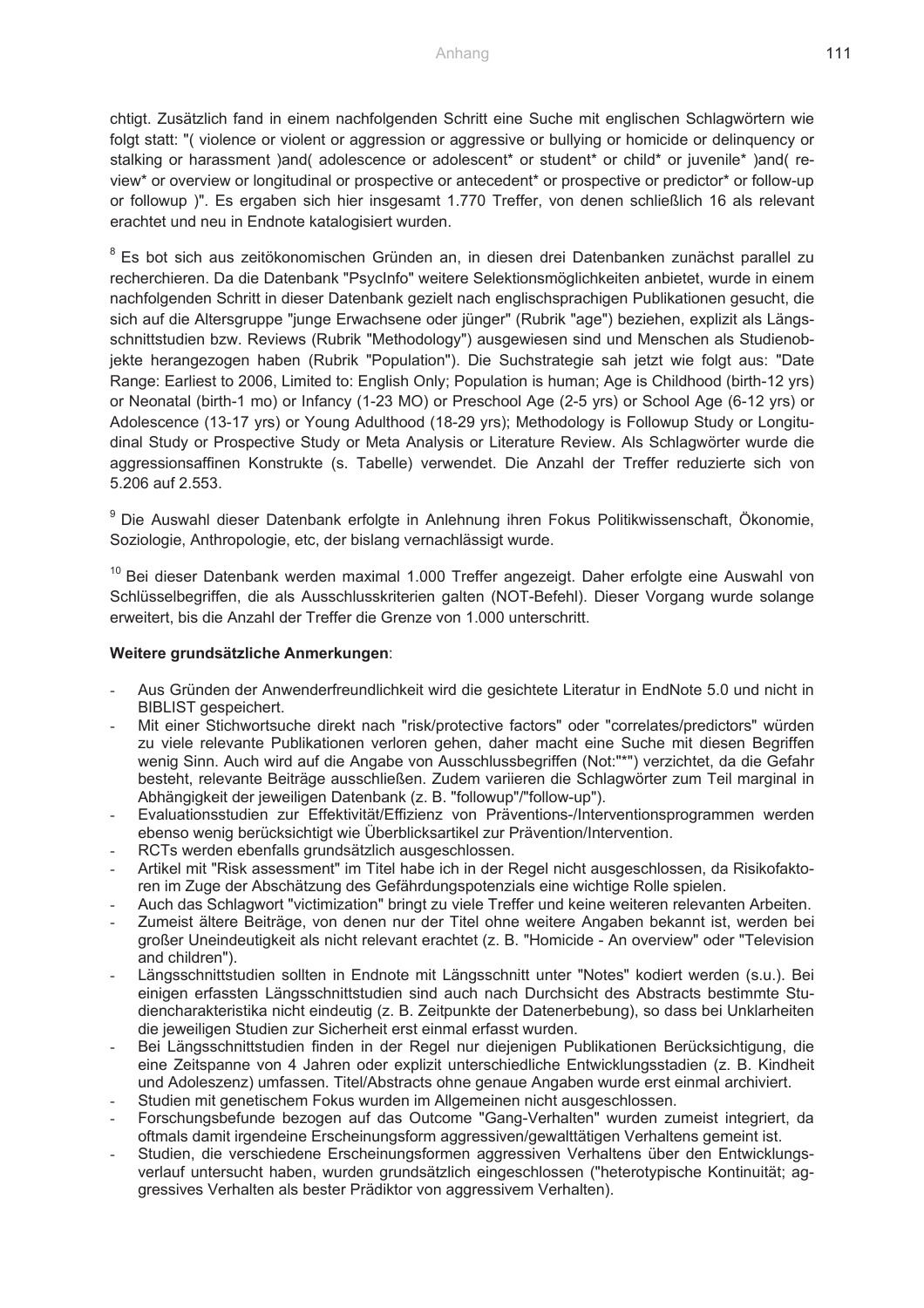chtigt. Zusätzlich fand in einem nachfolgenden Schritt eine Suche mit englischen Schlagwörtern wie folgt statt: "( violence or violent or aggression or aggressive or bullying or homicide or delinquency or stalking or harassment )and( adolescence or adolescent* or student* or child* or juvenile* )and( review* or overview or longitudinal or prospective or antecedent* or prospective or predictor* or follow-up or followup )". Es ergaben sich hier insgesamt 1.770 Treffer, von denen schließlich 16 als relevant erachtet und neu in Endnote katalogisiert wurden.

[8] Es bot sich aus zeitökonomischen Gründen an, in diesen drei Datenbanken zunächst parallel zu recherchieren. Da die Datenbank "PsycInfo" weitere Selektionsmöglichkeiten anbietet, wurde in einem nachfolgenden Schritt in dieser Datenbank gezielt nach englischsprachigen Publikationen gesucht, die sich auf die Altersgruppe "junge Erwachsene oder jünger" (Rubrik "age") beziehen, explizit als Längsschnittstudien bzw. Reviews (Rubrik "Methodology") ausgewiesen sind und Menschen als Studienobjekte herangezogen haben (Rubrik "Population"). Die Suchstrategie sah jetzt wie folgt aus: "Date Range: Earliest to 2006, Limited to: English Only; Population is human; Age is Childhood (birth-12 yrs) or Neonatal (birth-1 mo) or Infancy (1-23 MO) or Preschool Age (2-5 yrs) or School Age (6-12 yrs) or Adolescence (13-17 yrs) or Young Adulthood (18-29 yrs); Methodology is Followup Study or Longitudinal Study or Prospective Study or Meta Analysis or Literature Review. Als Schlagwörter wurde die aggressionsaffinen Konstrukte (s. Tabelle) verwendet. Die Anzahl der Treffer reduzierte sich von 5.206 auf 2.553.

[9] Die Auswahl dieser Datenbank erfolgte in Anlehnung ihren Fokus Politikwissenschaft, Ökonomie, Soziologie, Anthropologie, etc, der bislang vernachlässigt wurde.

[10] Bei dieser Datenbank werden maximal 1.000 Treffer angezeigt. Daher erfolgte eine Auswahl von Schlüsselbegriffen, die als Ausschlusskriterien galten (NOT-Befehl). Dieser Vorgang wurde solange erweitert, bis die Anzahl der Treffer die Grenze von 1.000 unterschritt.

**Weitere grundsätzliche Anmerkungen**:

- Aus Gründen der Anwenderfreundlichkeit wird die gesichtete Literatur in EndNote 5.0 und nicht in BIBLIST gespeichert.
- Mit einer Stichwortsuche direkt nach "risk/protective factors" oder "correlates/predictors" würden zu viele relevante Publikationen verloren gehen, daher macht eine Suche mit diesen Begriffen wenig Sinn. Auch wird auf die Angabe von Ausschlussbegriffen (Not:"*") verzichtet, da die Gefahr besteht, relevante Beiträge ausschließen. Zudem variieren die Schlagwörter zum Teil marginal in Abhängigkeit der jeweiligen Datenbank (z. B. "followup"/"follow-up").
- Evaluationsstudien zur Effektivität/Effizienz von Präventions-/Interventionsprogrammen werden ebenso wenig berücksichtigt wie Überblicksartikel zur Prävention/Intervention.
- RCTs werden ebenfalls grundsätzlich ausgeschlossen.
- Artikel mit "Risk assessment" im Titel habe ich in der Regel nicht ausgeschlossen, da Risikofaktoren im Zuge der Abschätzung des Gefährdungspotenzials eine wichtige Rolle spielen.
- Auch das Schlagwort "victimization" bringt zu viele Treffer und keine weiteren relevanten Arbeiten.
- Zumeist ältere Beiträge, von denen nur der Titel ohne weitere Angaben bekannt ist, werden bei großer Uneindeutigkeit als nicht relevant erachtet (z. B. "Homicide - An overview" oder "Television and children").
- Längsschnittstudien sollten in Endnote mit Längsschnitt unter "Notes" kodiert werden (s.u.). Bei einigen erfassten Längsschnittstudien sind auch nach Durchsicht des Abstracts bestimmte Studiencharakteristika nicht eindeutig (z. B. Zeitpunkte der Datenerbebung), so dass bei Unklarheiten die jeweiligen Studien zur Sicherheit erst einmal erfasst wurden.
- Bei Längsschnittstudien finden in der Regel nur diejenigen Publikationen Berücksichtigung, die eine Zeitspanne von 4 Jahren oder explizit unterschiedliche Entwicklungsstadien (z. B. Kindheit und Adoleszenz) umfassen. Titel/Abstracts ohne genaue Angaben wurde erst einmal archiviert.
- Studien mit genetischem Fokus wurden im Allgemeinen nicht ausgeschlossen.
- Forschungsbefunde bezogen auf das Outcome "Gang-Verhalten" wurden zumeist integriert, da oftmals damit irgendeine Erscheinungsform aggressiven/gewalttätigen Verhaltens gemeint ist.
- Studien, die verschiedene Erscheinungsformen aggressiven Verhaltens über den Entwicklungsverlauf untersucht haben, wurden grundsätzlich eingeschlossen ("heterotypische Kontinuität; aggressives Verhalten als bester Prädiktor von aggressivem Verhalten).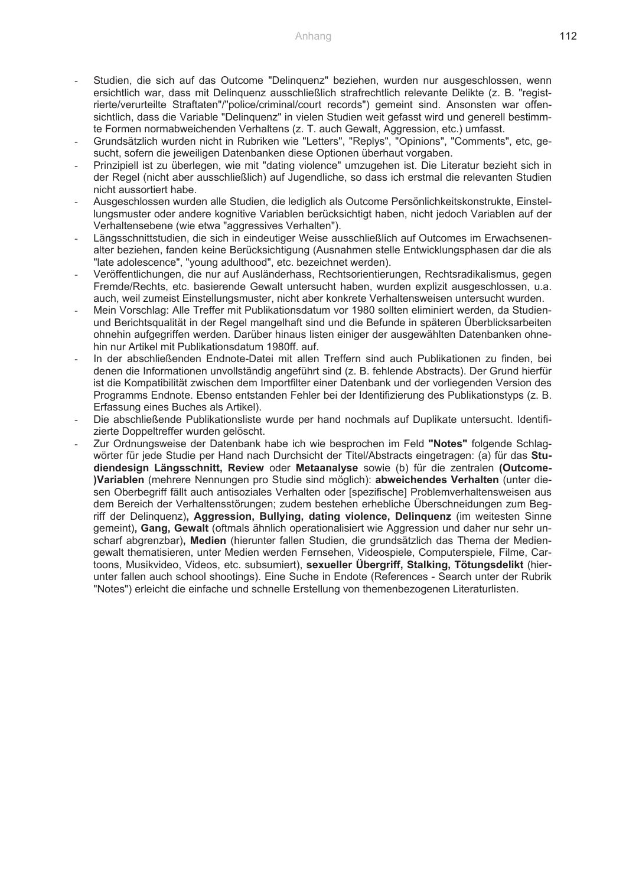- Studien, die sich auf das Outcome "Delinquenz" beziehen, wurden nur ausgeschlossen, wenn ersichtlich war, dass mit Delinquenz ausschließlich strafrechtlich relevante Delikte (z. B. "registrierte/verurteilte Straftaten"/"police/criminal/court records") gemeint sind. Ansonsten war offensichtlich, dass die Variable "Delinquenz" in vielen Studien weit gefasst wird und generell bestimmte Formen normabweichenden Verhaltens (z. T. auch Gewalt, Aggression, etc.) umfasst.
- Grundsätzlich wurden nicht in Rubriken wie "Letters", "Replys", "Opinions", "Comments", etc, gesucht, sofern die jeweiligen Datenbanken diese Optionen überhaut vorgaben.
- Prinzipiell ist zu überlegen, wie mit "dating violence" umzugehen ist. Die Literatur bezieht sich in der Regel (nicht aber ausschließlich) auf Jugendliche, so dass ich erstmal die relevanten Studien nicht aussortiert habe.
- Ausgeschlossen wurden alle Studien, die lediglich als Outcome Persönlichkeitskonstrukte, Einstellungsmuster oder andere kognitive Variablen berücksichtigt haben, nicht jedoch Variablen auf der Verhaltensebene (wie etwa "aggressives Verhalten").
- Längsschnittstudien, die sich in eindeutiger Weise ausschließlich auf Outcomes im Erwachsenenalter beziehen, fanden keine Berücksichtigung (Ausnahmen stelle Entwicklungsphasen dar die als "late adolescence", "young adulthood", etc. bezeichnet werden).
- Veröffentlichungen, die nur auf Ausländerhass, Rechtsorientierungen, Rechtsradikalismus, gegen Fremde/Rechts, etc. basierende Gewalt untersucht haben, wurden explizit ausgeschlossen, u.a. auch, weil zumeist Einstellungsmuster, nicht aber konkrete Verhaltensweisen untersucht wurden.
- Mein Vorschlag: Alle Treffer mit Publikationsdatum vor 1980 sollten eliminiert werden, da Studien- und Berichtsqualität in der Regel mangelhaft sind und die Befunde in späteren Überblicksarbeiten ohnehin aufgegriffen werden. Darüber hinaus listen einiger der ausgewählten Datenbanken ohnehin nur Artikel mit Publikationsdatum 1980ff. auf.
- In der abschließenden Endnote-Datei mit allen Treffern sind auch Publikationen zu finden, bei denen die Informationen unvollständig angeführt sind (z. B. fehlende Abstracts). Der Grund hierfür ist die Kompatibilität zwischen dem Importfilter einer Datenbank und der vorliegenden Version des Programms Endnote. Ebenso entstanden Fehler bei der Identifizierung des Publikationstyps (z. B. Erfassung eines Buches als Artikel).
- Die abschließende Publikationsliste wurde per hand nochmals auf Duplikate untersucht. Identifizierte Doppeltreffer wurden gelöscht.
- Zur Ordnungsweise der Datenbank habe ich wie besprochen im Feld **"Notes"** folgende Schlagwörter für jede Studie per Hand nach Durchsicht der Titel/Abstracts eingetragen: (a) für das **Studiendesign Längsschnitt, Review** oder **Metaanalyse** sowie (b) für die zentralen **(Outcome-)Variablen** (mehrere Nennungen pro Studie sind möglich): **abweichendes Verhalten** (unter diesen Oberbegriff fällt auch antisoziales Verhalten oder [spezifische] Problemverhaltensweisen aus dem Bereich der Verhaltensstörungen; zudem bestehen erhebliche Überschneidungen zum Begriff der Delinquenz)**, Aggression, Bullying, dating violence, Delinquenz** (im weitesten Sinne gemeint)**, Gang, Gewalt** (oftmals ähnlich operationalisiert wie Aggression und daher nur sehr unscharf abgrenzbar)**, Medien** (hierunter fallen Studien, die grundsätzlich das Thema der Mediengewalt thematisieren, unter Medien werden Fernsehen, Videospiele, Computerspiele, Filme, Cartoons, Musikvideo, Videos, etc. subsumiert), **sexueller Übergriff, Stalking, Tötungsdelikt** (hierunter fallen auch school shootings). Eine Suche in Endote (References - Search unter der Rubrik "Notes") erleicht die einfache und schnelle Erstellung von themenbezogenen Literaturlisten.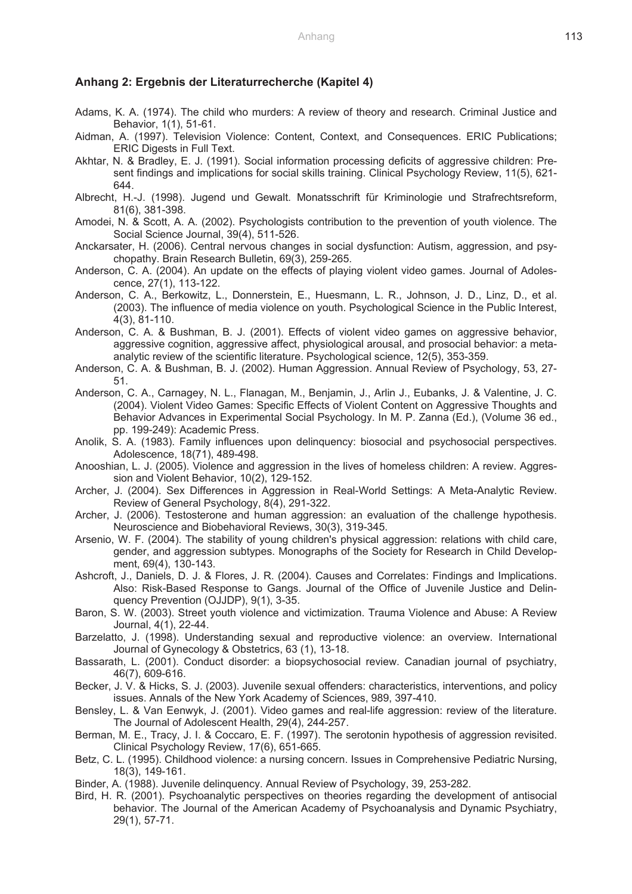### Anhang 2: Ergebnis der Literaturrecherche (Kapitel 4)

Adams, K. A. (1974). The child who murders: A review of theory and research. Criminal Justice and Behavior, 1(1), 51-61.

Aidman, A. (1997). Television Violence: Content, Context, and Consequences. ERIC Publications; ERIC Digests in Full Text.

Akhtar, N. & Bradley, E. J. (1991). Social information processing deficits of aggressive children: Present findings and implications for social skills training. Clinical Psychology Review, 11(5), 621-644.

Albrecht, H.-J. (1998). Jugend und Gewalt. Monatsschrift für Kriminologie und Strafrechtsreform, 81(6), 381-398.

Amodei, N. & Scott, A. A. (2002). Psychologists contribution to the prevention of youth violence. The Social Science Journal, 39(4), 511-526.

Anckarsater, H. (2006). Central nervous changes in social dysfunction: Autism, aggression, and psychopathy. Brain Research Bulletin, 69(3), 259-265.

Anderson, C. A. (2004). An update on the effects of playing violent video games. Journal of Adolescence, 27(1), 113-122.

Anderson, C. A., Berkowitz, L., Donnerstein, E., Huesmann, L. R., Johnson, J. D., Linz, D., et al. (2003). The influence of media violence on youth. Psychological Science in the Public Interest, 4(3), 81-110.

Anderson, C. A. & Bushman, B. J. (2001). Effects of violent video games on aggressive behavior, aggressive cognition, aggressive affect, physiological arousal, and prosocial behavior: a meta-analytic review of the scientific literature. Psychological science, 12(5), 353-359.

Anderson, C. A. & Bushman, B. J. (2002). Human Aggression. Annual Review of Psychology, 53, 27-51.

Anderson, C. A., Carnagey, N. L., Flanagan, M., Benjamin, J., Arlin J., Eubanks, J. & Valentine, J. C. (2004). Violent Video Games: Specific Effects of Violent Content on Aggressive Thoughts and Behavior Advances in Experimental Social Psychology. In M. P. Zanna (Ed.), (Volume 36 ed., pp. 199-249): Academic Press.

Anolik, S. A. (1983). Family influences upon delinquency: biosocial and psychosocial perspectives. Adolescence, 18(71), 489-498.

Anooshian, L. J. (2005). Violence and aggression in the lives of homeless children: A review. Aggression and Violent Behavior, 10(2), 129-152.

Archer, J. (2004). Sex Differences in Aggression in Real-World Settings: A Meta-Analytic Review. Review of General Psychology, 8(4), 291-322.

Archer, J. (2006). Testosterone and human aggression: an evaluation of the challenge hypothesis. Neuroscience and Biobehavioral Reviews, 30(3), 319-345.

Arsenio, W. F. (2004). The stability of young children's physical aggression: relations with child care, gender, and aggression subtypes. Monographs of the Society for Research in Child Development, 69(4), 130-143.

Ashcroft, J., Daniels, D. J. & Flores, J. R. (2004). Causes and Correlates: Findings and Implications. Also: Risk-Based Response to Gangs. Journal of the Office of Juvenile Justice and Delinquency Prevention (OJJDP), 9(1), 3-35.

Baron, S. W. (2003). Street youth violence and victimization. Trauma Violence and Abuse: A Review Journal, 4(1), 22-44.

Barzelatto, J. (1998). Understanding sexual and reproductive violence: an overview. International Journal of Gynecology & Obstetrics, 63 (1), 13-18.

Bassarath, L. (2001). Conduct disorder: a biopsychosocial review. Canadian journal of psychiatry, 46(7), 609-616.

Becker, J. V. & Hicks, S. J. (2003). Juvenile sexual offenders: characteristics, interventions, and policy issues. Annals of the New York Academy of Sciences, 989, 397-410.

Bensley, L. & Van Eenwyk, J. (2001). Video games and real-life aggression: review of the literature. The Journal of Adolescent Health, 29(4), 244-257.

Berman, M. E., Tracy, J. I. & Coccaro, E. F. (1997). The serotonin hypothesis of aggression revisited. Clinical Psychology Review, 17(6), 651-665.

Betz, C. L. (1995). Childhood violence: a nursing concern. Issues in Comprehensive Pediatric Nursing, 18(3), 149-161.

Binder, A. (1988). Juvenile delinquency. Annual Review of Psychology, 39, 253-282.

Bird, H. R. (2001). Psychoanalytic perspectives on theories regarding the development of antisocial behavior. The Journal of the American Academy of Psychoanalysis and Dynamic Psychiatry, 29(1), 57-71.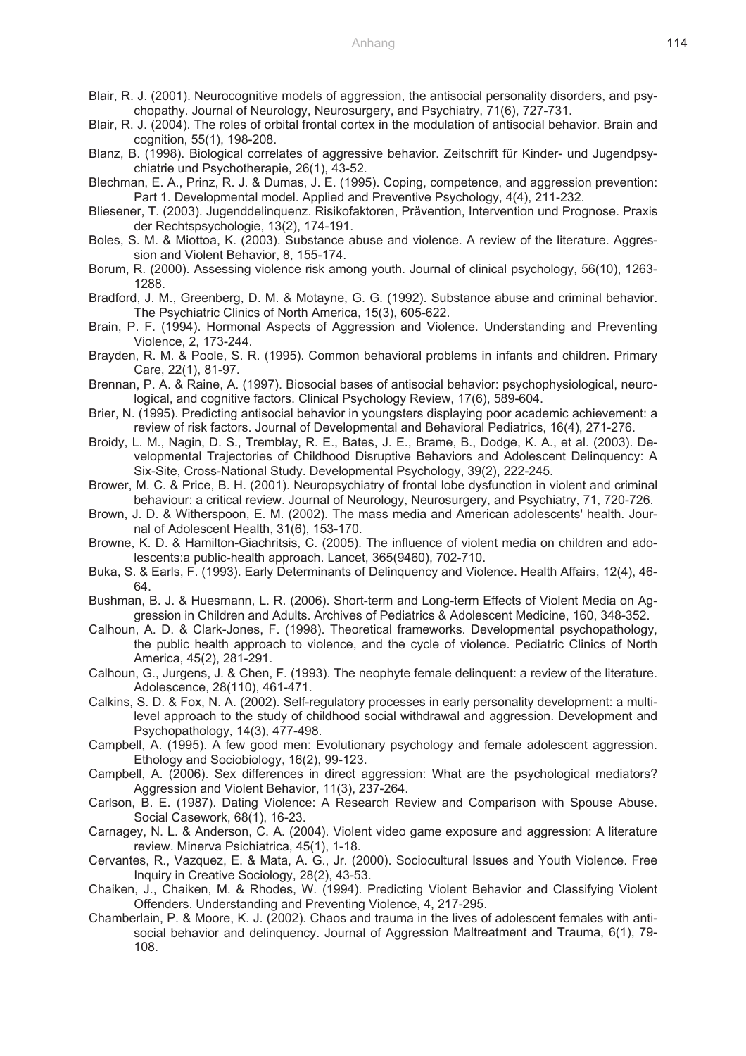Blair, R. J. (2001). Neurocognitive models of aggression, the antisocial personality disorders, and psychopathy. Journal of Neurology, Neurosurgery, and Psychiatry, 71(6), 727-731.

Blair, R. J. (2004). The roles of orbital frontal cortex in the modulation of antisocial behavior. Brain and cognition, 55(1), 198-208.

Blanz, B. (1998). Biological correlates of aggressive behavior. Zeitschrift für Kinder- und Jugendpsychiatrie und Psychotherapie, 26(1), 43-52.

Blechman, E. A., Prinz, R. J. & Dumas, J. E. (1995). Coping, competence, and aggression prevention: Part 1. Developmental model. Applied and Preventive Psychology, 4(4), 211-232.

Bliesener, T. (2003). Jugenddelinquenz. Risikofaktoren, Prävention, Intervention und Prognose. Praxis der Rechtspsychologie, 13(2), 174-191.

Boles, S. M. & Miottoa, K. (2003). Substance abuse and violence. A review of the literature. Aggression and Violent Behavior, 8, 155-174.

Borum, R. (2000). Assessing violence risk among youth. Journal of clinical psychology, 56(10), 1263-1288.

Bradford, J. M., Greenberg, D. M. & Motayne, G. G. (1992). Substance abuse and criminal behavior. The Psychiatric Clinics of North America, 15(3), 605-622.

Brain, P. F. (1994). Hormonal Aspects of Aggression and Violence. Understanding and Preventing Violence, 2, 173-244.

Brayden, R. M. & Poole, S. R. (1995). Common behavioral problems in infants and children. Primary Care, 22(1), 81-97.

Brennan, P. A. & Raine, A. (1997). Biosocial bases of antisocial behavior: psychophysiological, neurological, and cognitive factors. Clinical Psychology Review, 17(6), 589-604.

Brier, N. (1995). Predicting antisocial behavior in youngsters displaying poor academic achievement: a review of risk factors. Journal of Developmental and Behavioral Pediatrics, 16(4), 271-276.

Broidy, L. M., Nagin, D. S., Tremblay, R. E., Bates, J. E., Brame, B., Dodge, K. A., et al. (2003). Developmental Trajectories of Childhood Disruptive Behaviors and Adolescent Delinquency: A Six-Site, Cross-National Study. Developmental Psychology, 39(2), 222-245.

Brower, M. C. & Price, B. H. (2001). Neuropsychiatry of frontal lobe dysfunction in violent and criminal behaviour: a critical review. Journal of Neurology, Neurosurgery, and Psychiatry, 71, 720-726.

Brown, J. D. & Witherspoon, E. M. (2002). The mass media and American adolescents' health. Journal of Adolescent Health, 31(6), 153-170.

Browne, K. D. & Hamilton-Giachritsis, C. (2005). The influence of violent media on children and adolescents:a public-health approach. Lancet, 365(9460), 702-710.

Buka, S. & Earls, F. (1993). Early Determinants of Delinquency and Violence. Health Affairs, 12(4), 46-64.

Bushman, B. J. & Huesmann, L. R. (2006). Short-term and Long-term Effects of Violent Media on Aggression in Children and Adults. Archives of Pediatrics & Adolescent Medicine, 160, 348-352.

Calhoun, A. D. & Clark-Jones, F. (1998). Theoretical frameworks. Developmental psychopathology, the public health approach to violence, and the cycle of violence. Pediatric Clinics of North America, 45(2), 281-291.

Calhoun, G., Jurgens, J. & Chen, F. (1993). The neophyte female delinquent: a review of the literature. Adolescence, 28(110), 461-471.

Calkins, S. D. & Fox, N. A. (2002). Self-regulatory processes in early personality development: a multilevel approach to the study of childhood social withdrawal and aggression. Development and Psychopathology, 14(3), 477-498.

Campbell, A. (1995). A few good men: Evolutionary psychology and female adolescent aggression. Ethology and Sociobiology, 16(2), 99-123.

Campbell, A. (2006). Sex differences in direct aggression: What are the psychological mediators? Aggression and Violent Behavior, 11(3), 237-264.

Carlson, B. E. (1987). Dating Violence: A Research Review and Comparison with Spouse Abuse. Social Casework, 68(1), 16-23.

Carnagey, N. L. & Anderson, C. A. (2004). Violent video game exposure and aggression: A literature review. Minerva Psichiatrica, 45(1), 1-18.

Cervantes, R., Vazquez, E. & Mata, A. G., Jr. (2000). Sociocultural Issues and Youth Violence. Free Inquiry in Creative Sociology, 28(2), 43-53.

Chaiken, J., Chaiken, M. & Rhodes, W. (1994). Predicting Violent Behavior and Classifying Violent Offenders. Understanding and Preventing Violence, 4, 217-295.

Chamberlain, P. & Moore, K. J. (2002). Chaos and trauma in the lives of adolescent females with antisocial behavior and delinquency. Journal of Aggression Maltreatment and Trauma, 6(1), 79-108.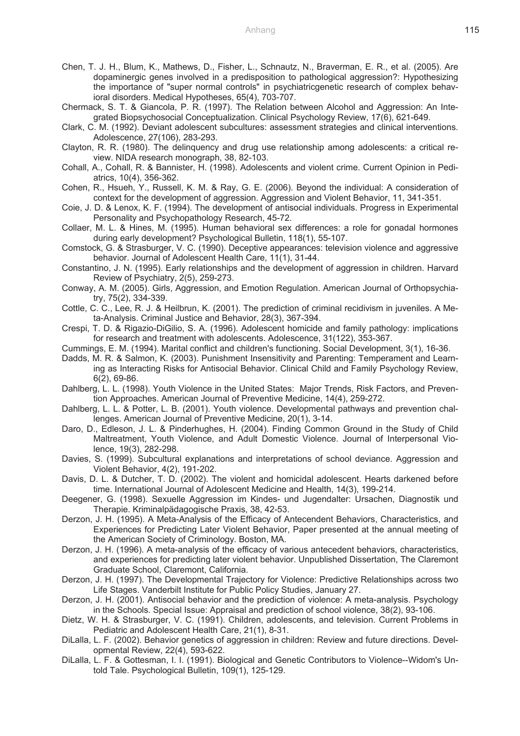Chen, T. J. H., Blum, K., Mathews, D., Fisher, L., Schnautz, N., Braverman, E. R., et al. (2005). Are dopaminergic genes involved in a predisposition to pathological aggression?: Hypothesizing the importance of "super normal controls" in psychiatricgenetic research of complex behavioral disorders. Medical Hypotheses, 65(4), 703-707.

Chermack, S. T. & Giancola, P. R. (1997). The Relation between Alcohol and Aggression: An Integrated Biopsychosocial Conceptualization. Clinical Psychology Review, 17(6), 621-649.

Clark, C. M. (1992). Deviant adolescent subcultures: assessment strategies and clinical interventions. Adolescence, 27(106), 283-293.

Clayton, R. R. (1980). The delinquency and drug use relationship among adolescents: a critical review. NIDA research monograph, 38, 82-103.

Cohall, A., Cohall, R. & Bannister, H. (1998). Adolescents and violent crime. Current Opinion in Pediatrics, 10(4), 356-362.

Cohen, R., Hsueh, Y., Russell, K. M. & Ray, G. E. (2006). Beyond the individual: A consideration of context for the development of aggression. Aggression and Violent Behavior, 11, 341-351.

Coie, J. D. & Lenox, K. F. (1994). The development of antisocial individuals. Progress in Experimental Personality and Psychopathology Research, 45-72.

Collaer, M. L. & Hines, M. (1995). Human behavioral sex differences: a role for gonadal hormones during early development? Psychological Bulletin, 118(1), 55-107.

Comstock, G. & Strasburger, V. C. (1990). Deceptive appearances: television violence and aggressive behavior. Journal of Adolescent Health Care, 11(1), 31-44.

Constantino, J. N. (1995). Early relationships and the development of aggression in children. Harvard Review of Psychiatry, 2(5), 259-273.

Conway, A. M. (2005). Girls, Aggression, and Emotion Regulation. American Journal of Orthopsychiatry, 75(2), 334-339.

Cottle, C. C., Lee, R. J. & Heilbrun, K. (2001). The prediction of criminal recidivism in juveniles. A Meta-Analysis. Criminal Justice and Behavior, 28(3), 367-394.

Crespi, T. D. & Rigazio-DiGilio, S. A. (1996). Adolescent homicide and family pathology: implications for research and treatment with adolescents. Adolescence, 31(122), 353-367.

Cummings, E. M. (1994). Marital conflict and children's functioning. Social Development, 3(1), 16-36.

Dadds, M. R. & Salmon, K. (2003). Punishment Insensitivity and Parenting: Temperament and Learning as Interacting Risks for Antisocial Behavior. Clinical Child and Family Psychology Review, 6(2), 69-86.

Dahlberg, L. L. (1998). Youth Violence in the United States: Major Trends, Risk Factors, and Prevention Approaches. American Journal of Preventive Medicine, 14(4), 259-272.

Dahlberg, L. L. & Potter, L. B. (2001). Youth violence. Developmental pathways and prevention challenges. American Journal of Preventive Medicine, 20(1), 3-14.

Daro, D., Edleson, J. L. & Pinderhughes, H. (2004). Finding Common Ground in the Study of Child Maltreatment, Youth Violence, and Adult Domestic Violence. Journal of Interpersonal Violence, 19(3), 282-298.

Davies, S. (1999). Subcultural explanations and interpretations of school deviance. Aggression and Violent Behavior, 4(2), 191-202.

Davis, D. L. & Dutcher, T. D. (2002). The violent and homicidal adolescent. Hearts darkened before time. International Journal of Adolescent Medicine and Health, 14(3), 199-214.

Deegener, G. (1998). Sexuelle Aggression im Kindes- und Jugendalter: Ursachen, Diagnostik und Therapie. Kriminalpädagogische Praxis, 38, 42-53.

Derzon, J. H. (1995). A Meta-Analysis of the Efficacy of Antecendent Behaviors, Characteristics, and Experiences for Predicting Later Violent Behavior, Paper presented at the annual meeting of the American Society of Criminology. Boston, MA.

Derzon, J. H. (1996). A meta-analysis of the efficacy of various antecedent behaviors, characteristics, and experiences for predicting later violent behavior. Unpublished Dissertation, The Claremont Graduate School, Claremont, California.

Derzon, J. H. (1997). The Developmental Trajectory for Violence: Predictive Relationships across two Life Stages. Vanderbilt Institute for Public Policy Studies, January 27.

Derzon, J. H. (2001). Antisocial behavior and the prediction of violence: A meta-analysis. Psychology in the Schools. Special Issue: Appraisal and prediction of school violence, 38(2), 93-106.

Dietz, W. H. & Strasburger, V. C. (1991). Children, adolescents, and television. Current Problems in Pediatric and Adolescent Health Care, 21(1), 8-31.

DiLalla, L. F. (2002). Behavior genetics of aggression in children: Review and future directions. Developmental Review, 22(4), 593-622.

DiLalla, L. F. & Gottesman, I. I. (1991). Biological and Genetic Contributors to Violence--Widom's Untold Tale. Psychological Bulletin, 109(1), 125-129.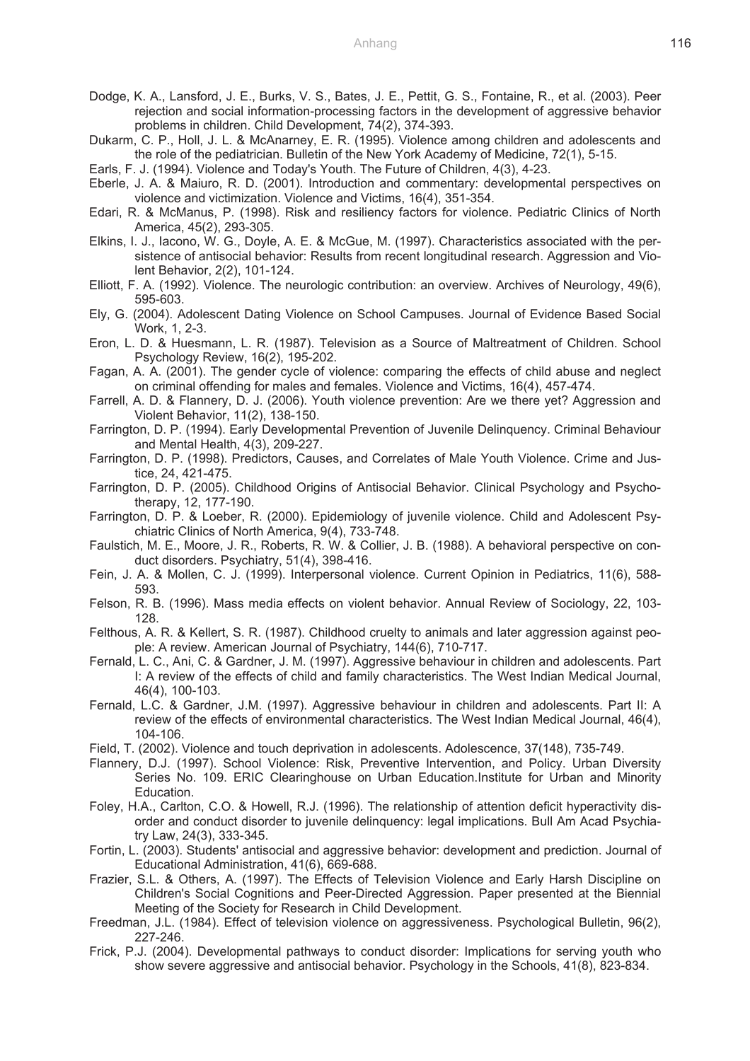Dodge, K. A., Lansford, J. E., Burks, V. S., Bates, J. E., Pettit, G. S., Fontaine, R., et al. (2003). Peer rejection and social information-processing factors in the development of aggressive behavior problems in children. Child Development, 74(2), 374-393.

Dukarm, C. P., Holl, J. L. & McAnarney, E. R. (1995). Violence among children and adolescents and the role of the pediatrician. Bulletin of the New York Academy of Medicine, 72(1), 5-15.

Earls, F. J. (1994). Violence and Today's Youth. The Future of Children, 4(3), 4-23.

Eberle, J. A. & Maiuro, R. D. (2001). Introduction and commentary: developmental perspectives on violence and victimization. Violence and Victims, 16(4), 351-354.

Edari, R. & McManus, P. (1998). Risk and resiliency factors for violence. Pediatric Clinics of North America, 45(2), 293-305.

Elkins, I. J., Iacono, W. G., Doyle, A. E. & McGue, M. (1997). Characteristics associated with the persistence of antisocial behavior: Results from recent longitudinal research. Aggression and Violent Behavior, 2(2), 101-124.

Elliott, F. A. (1992). Violence. The neurologic contribution: an overview. Archives of Neurology, 49(6), 595-603.

Ely, G. (2004). Adolescent Dating Violence on School Campuses. Journal of Evidence Based Social Work, 1, 2-3.

Eron, L. D. & Huesmann, L. R. (1987). Television as a Source of Maltreatment of Children. School Psychology Review, 16(2), 195-202.

Fagan, A. A. (2001). The gender cycle of violence: comparing the effects of child abuse and neglect on criminal offending for males and females. Violence and Victims, 16(4), 457-474.

Farrell, A. D. & Flannery, D. J. (2006). Youth violence prevention: Are we there yet? Aggression and Violent Behavior, 11(2), 138-150.

Farrington, D. P. (1994). Early Developmental Prevention of Juvenile Delinquency. Criminal Behaviour and Mental Health, 4(3), 209-227.

Farrington, D. P. (1998). Predictors, Causes, and Correlates of Male Youth Violence. Crime and Justice, 24, 421-475.

Farrington, D. P. (2005). Childhood Origins of Antisocial Behavior. Clinical Psychology and Psychotherapy, 12, 177-190.

Farrington, D. P. & Loeber, R. (2000). Epidemiology of juvenile violence. Child and Adolescent Psychiatric Clinics of North America, 9(4), 733-748.

Faulstich, M. E., Moore, J. R., Roberts, R. W. & Collier, J. B. (1988). A behavioral perspective on conduct disorders. Psychiatry, 51(4), 398-416.

Fein, J. A. & Mollen, C. J. (1999). Interpersonal violence. Current Opinion in Pediatrics, 11(6), 588-593.

Felson, R. B. (1996). Mass media effects on violent behavior. Annual Review of Sociology, 22, 103-128.

Felthous, A. R. & Kellert, S. R. (1987). Childhood cruelty to animals and later aggression against people: A review. American Journal of Psychiatry, 144(6), 710-717.

Fernald, L. C., Ani, C. & Gardner, J. M. (1997). Aggressive behaviour in children and adolescents. Part I: A review of the effects of child and family characteristics. The West Indian Medical Journal, 46(4), 100-103.

Fernald, L.C. & Gardner, J.M. (1997). Aggressive behaviour in children and adolescents. Part II: A review of the effects of environmental characteristics. The West Indian Medical Journal, 46(4), 104-106.

Field, T. (2002). Violence and touch deprivation in adolescents. Adolescence, 37(148), 735-749.

Flannery, D.J. (1997). School Violence: Risk, Preventive Intervention, and Policy. Urban Diversity Series No. 109. ERIC Clearinghouse on Urban Education.Institute for Urban and Minority Education.

Foley, H.A., Carlton, C.O. & Howell, R.J. (1996). The relationship of attention deficit hyperactivity disorder and conduct disorder to juvenile delinquency: legal implications. Bull Am Acad Psychiatry Law, 24(3), 333-345.

Fortin, L. (2003). Students' antisocial and aggressive behavior: development and prediction. Journal of Educational Administration, 41(6), 669-688.

Frazier, S.L. & Others, A. (1997). The Effects of Television Violence and Early Harsh Discipline on Children's Social Cognitions and Peer-Directed Aggression. Paper presented at the Biennial Meeting of the Society for Research in Child Development.

Freedman, J.L. (1984). Effect of television violence on aggressiveness. Psychological Bulletin, 96(2), 227-246.

Frick, P.J. (2004). Developmental pathways to conduct disorder: Implications for serving youth who show severe aggressive and antisocial behavior. Psychology in the Schools, 41(8), 823-834.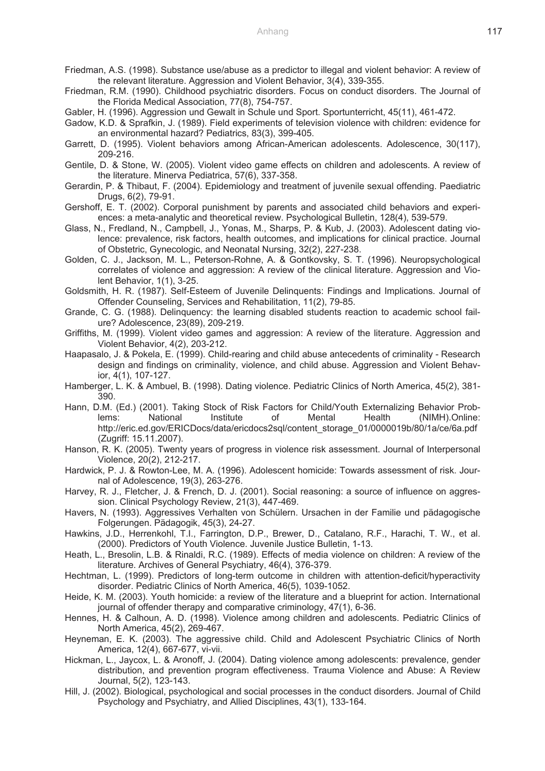Friedman, A.S. (1998). Substance use/abuse as a predictor to illegal and violent behavior: A review of the relevant literature. Aggression and Violent Behavior, 3(4), 339-355.

Friedman, R.M. (1990). Childhood psychiatric disorders. Focus on conduct disorders. The Journal of the Florida Medical Association, 77(8), 754-757.

Gabler, H. (1996). Aggression und Gewalt in Schule und Sport. Sportunterricht, 45(11), 461-472.

Gadow, K.D. & Sprafkin, J. (1989). Field experiments of television violence with children: evidence for an environmental hazard? Pediatrics, 83(3), 399-405.

Garrett, D. (1995). Violent behaviors among African-American adolescents. Adolescence, 30(117), 209-216.

Gentile, D. & Stone, W. (2005). Violent video game effects on children and adolescents. A review of the literature. Minerva Pediatrica, 57(6), 337-358.

Gerardin, P. & Thibaut, F. (2004). Epidemiology and treatment of juvenile sexual offending. Paediatric Drugs, 6(2), 79-91.

Gershoff, E. T. (2002). Corporal punishment by parents and associated child behaviors and experiences: a meta-analytic and theoretical review. Psychological Bulletin, 128(4), 539-579.

Glass, N., Fredland, N., Campbell, J., Yonas, M., Sharps, P. & Kub, J. (2003). Adolescent dating violence: prevalence, risk factors, health outcomes, and implications for clinical practice. Journal of Obstetric, Gynecologic, and Neonatal Nursing, 32(2), 227-238.

Golden, C. J., Jackson, M. L., Peterson-Rohne, A. & Gontkovsky, S. T. (1996). Neuropsychological correlates of violence and aggression: A review of the clinical literature. Aggression and Violent Behavior, 1(1), 3-25.

Goldsmith, H. R. (1987). Self-Esteem of Juvenile Delinquents: Findings and Implications. Journal of Offender Counseling, Services and Rehabilitation, 11(2), 79-85.

Grande, C. G. (1988). Delinquency: the learning disabled students reaction to academic school failure? Adolescence, 23(89), 209-219.

Griffiths, M. (1999). Violent video games and aggression: A review of the literature. Aggression and Violent Behavior, 4(2), 203-212.

Haapasalo, J. & Pokela, E. (1999). Child-rearing and child abuse antecedents of criminality - Research design and findings on criminality, violence, and child abuse. Aggression and Violent Behavior, 4(1), 107-127.

Hamberger, L. K. & Ambuel, B. (1998). Dating violence. Pediatric Clinics of North America, 45(2), 381-390.

Hann, D.M. (Ed.) (2001). Taking Stock of Risk Factors for Child/Youth Externalizing Behavior Problems: National Institute of Mental Health (NIMH).Online: http://eric.ed.gov/ERICDocs/data/ericdocs2sql/content_storage_01/0000019b/80/1a/ce/6a.pdf (Zugriff: 15.11.2007).

Hanson, R. K. (2005). Twenty years of progress in violence risk assessment. Journal of Interpersonal Violence, 20(2), 212-217.

Hardwick, P. J. & Rowton-Lee, M. A. (1996). Adolescent homicide: Towards assessment of risk. Journal of Adolescence, 19(3), 263-276.

Harvey, R. J., Fletcher, J. & French, D. J. (2001). Social reasoning: a source of influence on aggression. Clinical Psychology Review, 21(3), 447-469.

Havers, N. (1993). Aggressives Verhalten von Schülern. Ursachen in der Familie und pädagogische Folgerungen. Pädagogik, 45(3), 24-27.

Hawkins, J.D., Herrenkohl, T.I., Farrington, D.P., Brewer, D., Catalano, R.F., Harachi, T. W., et al. (2000). Predictors of Youth Violence. Juvenile Justice Bulletin, 1-13.

Heath, L., Bresolin, L.B. & Rinaldi, R.C. (1989). Effects of media violence on children: A review of the literature. Archives of General Psychiatry, 46(4), 376-379.

Hechtman, L. (1999). Predictors of long-term outcome in children with attention-deficit/hyperactivity disorder. Pediatric Clinics of North America, 46(5), 1039-1052.

Heide, K. M. (2003). Youth homicide: a review of the literature and a blueprint for action. International journal of offender therapy and comparative criminology, 47(1), 6-36.

Hennes, H. & Calhoun, A. D. (1998). Violence among children and adolescents. Pediatric Clinics of North America, 45(2), 269-467.

Heyneman, E. K. (2003). The aggressive child. Child and Adolescent Psychiatric Clinics of North America, 12(4), 667-677, vi-vii.

Hickman, L., Jaycox, L. & Aronoff, J. (2004). Dating violence among adolescents: prevalence, gender distribution, and prevention program effectiveness. Trauma Violence and Abuse: A Review Journal, 5(2), 123-143.

Hill, J. (2002). Biological, psychological and social processes in the conduct disorders. Journal of Child Psychology and Psychiatry, and Allied Disciplines, 43(1), 133-164.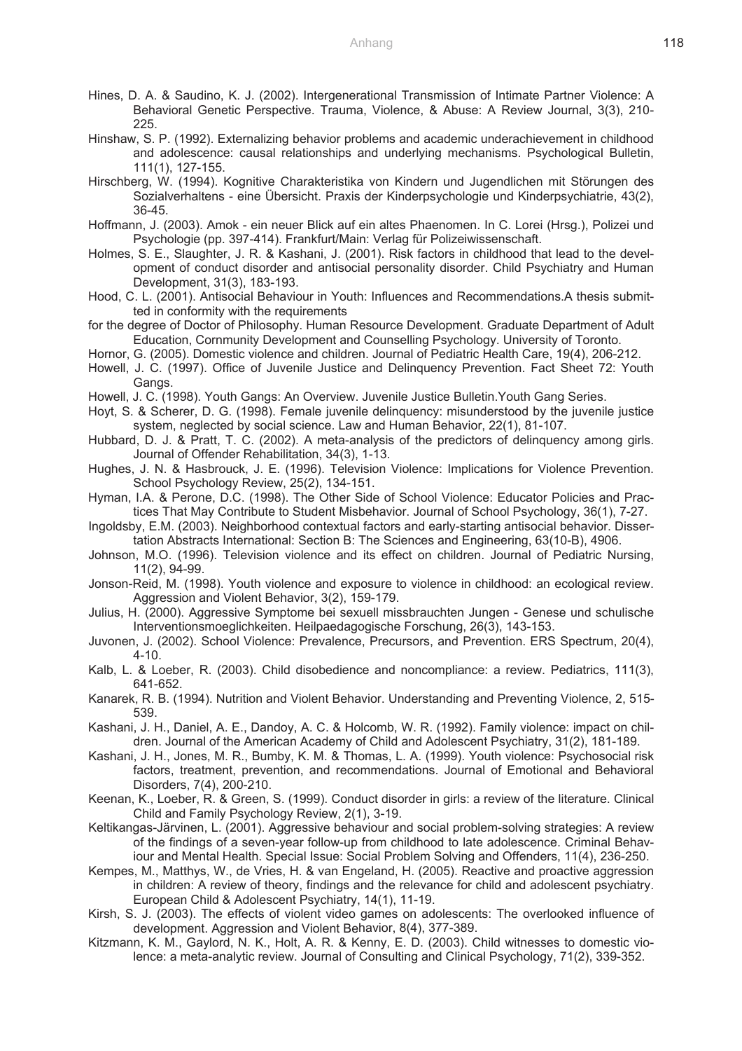Hines, D. A. & Saudino, K. J. (2002). Intergenerational Transmission of Intimate Partner Violence: A Behavioral Genetic Perspective. Trauma, Violence, & Abuse: A Review Journal, 3(3), 210-225.

Hinshaw, S. P. (1992). Externalizing behavior problems and academic underachievement in childhood and adolescence: causal relationships and underlying mechanisms. Psychological Bulletin, 111(1), 127-155.

Hirschberg, W. (1994). Kognitive Charakteristika von Kindern und Jugendlichen mit Störungen des Sozialverhaltens - eine Übersicht. Praxis der Kinderpsychologie und Kinderpsychiatrie, 43(2), 36-45.

Hoffmann, J. (2003). Amok - ein neuer Blick auf ein altes Phaenomen. In C. Lorei (Hrsg.), Polizei und Psychologie (pp. 397-414). Frankfurt/Main: Verlag für Polizeiwissenschaft.

Holmes, S. E., Slaughter, J. R. & Kashani, J. (2001). Risk factors in childhood that lead to the development of conduct disorder and antisocial personality disorder. Child Psychiatry and Human Development, 31(3), 183-193.

Hood, C. L. (2001). Antisocial Behaviour in Youth: Influences and Recommendations.A thesis submitted in conformity with the requirements

for the degree of Doctor of Philosophy. Human Resource Development. Graduate Department of Adult Education, Cornmunity Development and Counselling Psychology. University of Toronto.

Hornor, G. (2005). Domestic violence and children. Journal of Pediatric Health Care, 19(4), 206-212.

Howell, J. C. (1997). Office of Juvenile Justice and Delinquency Prevention. Fact Sheet 72: Youth Gangs.

Howell, J. C. (1998). Youth Gangs: An Overview. Juvenile Justice Bulletin.Youth Gang Series.

Hoyt, S. & Scherer, D. G. (1998). Female juvenile delinquency: misunderstood by the juvenile justice system, neglected by social science. Law and Human Behavior, 22(1), 81-107.

Hubbard, D. J. & Pratt, T. C. (2002). A meta-analysis of the predictors of delinquency among girls. Journal of Offender Rehabilitation, 34(3), 1-13.

Hughes, J. N. & Hasbrouck, J. E. (1996). Television Violence: Implications for Violence Prevention. School Psychology Review, 25(2), 134-151.

Hyman, I.A. & Perone, D.C. (1998). The Other Side of School Violence: Educator Policies and Practices That May Contribute to Student Misbehavior. Journal of School Psychology, 36(1), 7-27.

Ingoldsby, E.M. (2003). Neighborhood contextual factors and early-starting antisocial behavior. Dissertation Abstracts International: Section B: The Sciences and Engineering, 63(10-B), 4906.

Johnson, M.O. (1996). Television violence and its effect on children. Journal of Pediatric Nursing, 11(2), 94-99.

Jonson-Reid, M. (1998). Youth violence and exposure to violence in childhood: an ecological review. Aggression and Violent Behavior, 3(2), 159-179.

Julius, H. (2000). Aggressive Symptome bei sexuell missbrauchten Jungen - Genese und schulische Interventionsmoeglichkeiten. Heilpaedagogische Forschung, 26(3), 143-153.

Juvonen, J. (2002). School Violence: Prevalence, Precursors, and Prevention. ERS Spectrum, 20(4), 4-10.

Kalb, L. & Loeber, R. (2003). Child disobedience and noncompliance: a review. Pediatrics, 111(3), 641-652.

Kanarek, R. B. (1994). Nutrition and Violent Behavior. Understanding and Preventing Violence, 2, 515-539.

Kashani, J. H., Daniel, A. E., Dandoy, A. C. & Holcomb, W. R. (1992). Family violence: impact on children. Journal of the American Academy of Child and Adolescent Psychiatry, 31(2), 181-189.

Kashani, J. H., Jones, M. R., Bumby, K. M. & Thomas, L. A. (1999). Youth violence: Psychosocial risk factors, treatment, prevention, and recommendations. Journal of Emotional and Behavioral Disorders, 7(4), 200-210.

Keenan, K., Loeber, R. & Green, S. (1999). Conduct disorder in girls: a review of the literature. Clinical Child and Family Psychology Review, 2(1), 3-19.

Keltikangas-Järvinen, L. (2001). Aggressive behaviour and social problem-solving strategies: A review of the findings of a seven-year follow-up from childhood to late adolescence. Criminal Behaviour and Mental Health. Special Issue: Social Problem Solving and Offenders, 11(4), 236-250.

Kempes, M., Matthys, W., de Vries, H. & van Engeland, H. (2005). Reactive and proactive aggression in children: A review of theory, findings and the relevance for child and adolescent psychiatry. European Child & Adolescent Psychiatry, 14(1), 11-19.

Kirsh, S. J. (2003). The effects of violent video games on adolescents: The overlooked influence of development. Aggression and Violent Behavior, 8(4), 377-389.

Kitzmann, K. M., Gaylord, N. K., Holt, A. R. & Kenny, E. D. (2003). Child witnesses to domestic violence: a meta-analytic review. Journal of Consulting and Clinical Psychology, 71(2), 339-352.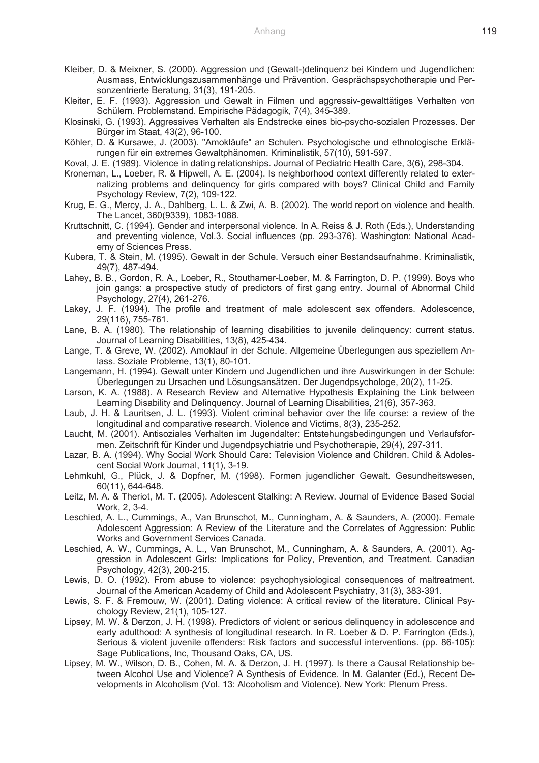Kleiber, D. & Meixner, S. (2000). Aggression und (Gewalt-)delinquenz bei Kindern und Jugendlichen: Ausmass, Entwicklungszusammenhänge und Prävention. Gesprächspsychotherapie und Personzentrierte Beratung, 31(3), 191-205.

Kleiter, E. F. (1993). Aggression und Gewalt in Filmen und aggressiv-gewalttätiges Verhalten von Schülern. Problemstand. Empirische Pädagogik, 7(4), 345-389.

Klosinski, G. (1993). Aggressives Verhalten als Endstrecke eines bio-psycho-sozialen Prozesses. Der Bürger im Staat, 43(2), 96-100.

Köhler, D. & Kursawe, J. (2003). "Amokläufe" an Schulen. Psychologische und ethnologische Erklärungen für ein extremes Gewaltphänomen. Kriminalistik, 57(10), 591-597.

Koval, J. E. (1989). Violence in dating relationships. Journal of Pediatric Health Care, 3(6), 298-304.

Kroneman, L., Loeber, R. & Hipwell, A. E. (2004). Is neighborhood context differently related to externalizing problems and delinquency for girls compared with boys? Clinical Child and Family Psychology Review, 7(2), 109-122.

Krug, E. G., Mercy, J. A., Dahlberg, L. L. & Zwi, A. B. (2002). The world report on violence and health. The Lancet, 360(9339), 1083-1088.

Kruttschnitt, C. (1994). Gender and interpersonal violence. In A. Reiss & J. Roth (Eds.), Understanding and preventing violence, Vol.3. Social influences (pp. 293-376). Washington: National Academy of Sciences Press.

Kubera, T. & Stein, M. (1995). Gewalt in der Schule. Versuch einer Bestandsaufnahme. Kriminalistik, 49(7), 487-494.

Lahey, B. B., Gordon, R. A., Loeber, R., Stouthamer-Loeber, M. & Farrington, D. P. (1999). Boys who join gangs: a prospective study of predictors of first gang entry. Journal of Abnormal Child Psychology, 27(4), 261-276.

Lakey, J. F. (1994). The profile and treatment of male adolescent sex offenders. Adolescence, 29(116), 755-761.

Lane, B. A. (1980). The relationship of learning disabilities to juvenile delinquency: current status. Journal of Learning Disabilities, 13(8), 425-434.

Lange, T. & Greve, W. (2002). Amoklauf in der Schule. Allgemeine Überlegungen aus speziellem Anlass. Soziale Probleme, 13(1), 80-101.

Langemann, H. (1994). Gewalt unter Kindern und Jugendlichen und ihre Auswirkungen in der Schule: Überlegungen zu Ursachen und Lösungsansätzen. Der Jugendpsychologe, 20(2), 11-25.

Larson, K. A. (1988). A Research Review and Alternative Hypothesis Explaining the Link between Learning Disability and Delinquency. Journal of Learning Disabilities, 21(6), 357-363.

Laub, J. H. & Lauritsen, J. L. (1993). Violent criminal behavior over the life course: a review of the longitudinal and comparative research. Violence and Victims, 8(3), 235-252.

Laucht, M. (2001). Antisoziales Verhalten im Jugendalter: Entstehungsbedingungen und Verlaufsformen. Zeitschrift für Kinder und Jugendpsychiatrie und Psychotherapie, 29(4), 297-311.

Lazar, B. A. (1994). Why Social Work Should Care: Television Violence and Children. Child & Adolescent Social Work Journal, 11(1), 3-19.

Lehmkuhl, G., Plück, J. & Dopfner, M. (1998). Formen jugendlicher Gewalt. Gesundheitswesen, 60(11), 644-648.

Leitz, M. A. & Theriot, M. T. (2005). Adolescent Stalking: A Review. Journal of Evidence Based Social Work, 2, 3-4.

Leschied, A. L., Cummings, A., Van Brunschot, M., Cunningham, A. & Saunders, A. (2000). Female Adolescent Aggression: A Review of the Literature and the Correlates of Aggression: Public Works and Government Services Canada.

Leschied, A. W., Cummings, A. L., Van Brunschot, M., Cunningham, A. & Saunders, A. (2001). Aggression in Adolescent Girls: Implications for Policy, Prevention, and Treatment. Canadian Psychology, 42(3), 200-215.

Lewis, D. O. (1992). From abuse to violence: psychophysiological consequences of maltreatment. Journal of the American Academy of Child and Adolescent Psychiatry, 31(3), 383-391.

Lewis, S. F. & Fremouw, W. (2001). Dating violence: A critical review of the literature. Clinical Psychology Review, 21(1), 105-127.

Lipsey, M. W. & Derzon, J. H. (1998). Predictors of violent or serious delinquency in adolescence and early adulthood: A synthesis of longitudinal research. In R. Loeber & D. P. Farrington (Eds.), Serious & violent juvenile offenders: Risk factors and successful interventions. (pp. 86-105): Sage Publications, Inc, Thousand Oaks, CA, US.

Lipsey, M. W., Wilson, D. B., Cohen, M. A. & Derzon, J. H. (1997). Is there a Causal Relationship between Alcohol Use and Violence? A Synthesis of Evidence. In M. Galanter (Ed.), Recent Developments in Alcoholism (Vol. 13: Alcoholism and Violence). New York: Plenum Press.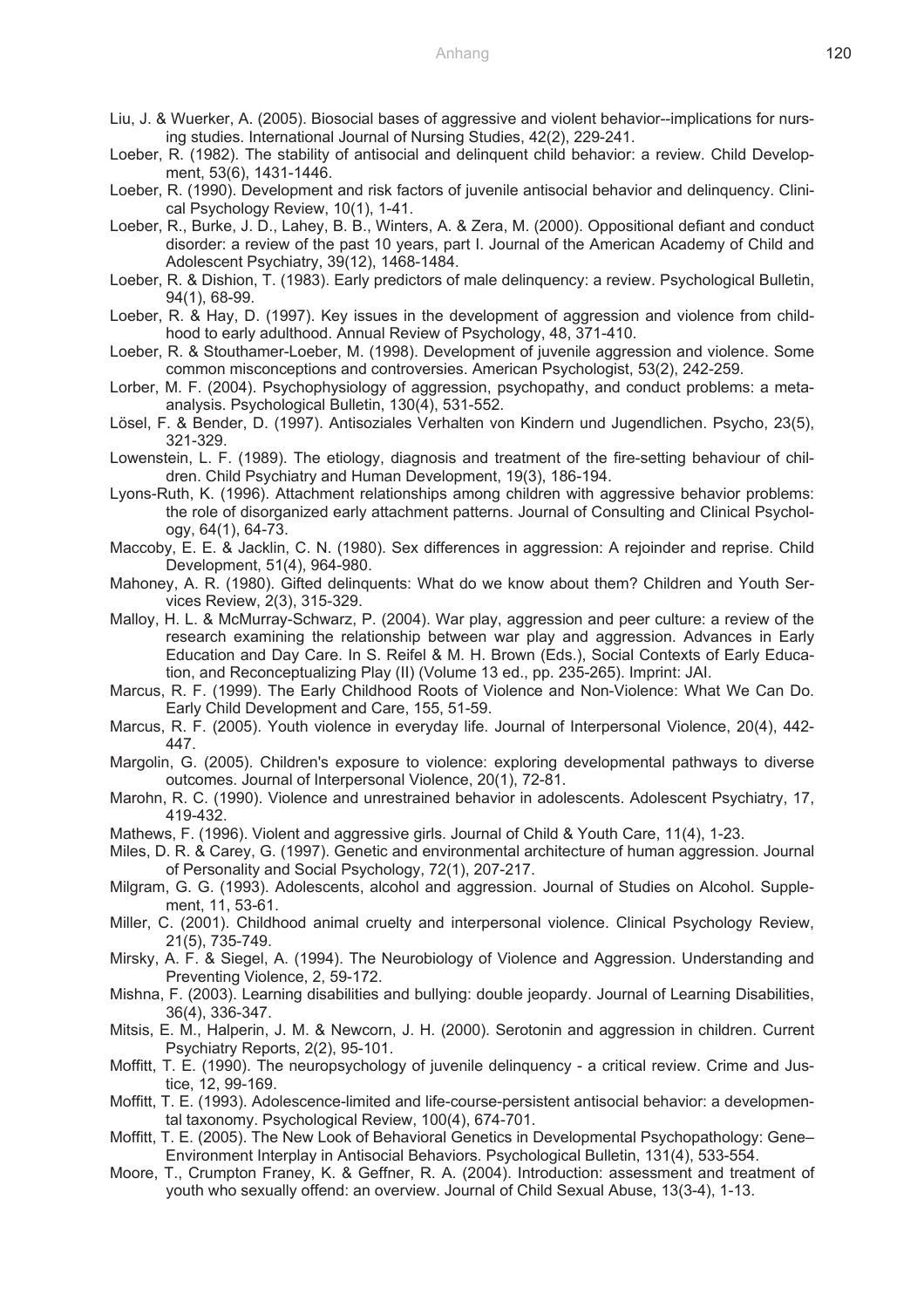Liu, J. & Wuerker, A. (2005). Biosocial bases of aggressive and violent behavior--implications for nursing studies. International Journal of Nursing Studies, 42(2), 229-241.

Loeber, R. (1982). The stability of antisocial and delinquent child behavior: a review. Child Development, 53(6), 1431-1446.

Loeber, R. (1990). Development and risk factors of juvenile antisocial behavior and delinquency. Clinical Psychology Review, 10(1), 1-41.

Loeber, R., Burke, J. D., Lahey, B. B., Winters, A. & Zera, M. (2000). Oppositional defiant and conduct disorder: a review of the past 10 years, part I. Journal of the American Academy of Child and Adolescent Psychiatry, 39(12), 1468-1484.

Loeber, R. & Dishion, T. (1983). Early predictors of male delinquency: a review. Psychological Bulletin, 94(1), 68-99.

Loeber, R. & Hay, D. (1997). Key issues in the development of aggression and violence from childhood to early adulthood. Annual Review of Psychology, 48, 371-410.

Loeber, R. & Stouthamer-Loeber, M. (1998). Development of juvenile aggression and violence. Some common misconceptions and controversies. American Psychologist, 53(2), 242-259.

Lorber, M. F. (2004). Psychophysiology of aggression, psychopathy, and conduct problems: a meta-analysis. Psychological Bulletin, 130(4), 531-552.

Lösel, F. & Bender, D. (1997). Antisoziales Verhalten von Kindern und Jugendlichen. Psycho, 23(5), 321-329.

Lowenstein, L. F. (1989). The etiology, diagnosis and treatment of the fire-setting behaviour of children. Child Psychiatry and Human Development, 19(3), 186-194.

Lyons-Ruth, K. (1996). Attachment relationships among children with aggressive behavior problems: the role of disorganized early attachment patterns. Journal of Consulting and Clinical Psychology, 64(1), 64-73.

Maccoby, E. E. & Jacklin, C. N. (1980). Sex differences in aggression: A rejoinder and reprise. Child Development, 51(4), 964-980.

Mahoney, A. R. (1980). Gifted delinquents: What do we know about them? Children and Youth Services Review, 2(3), 315-329.

Malloy, H. L. & McMurray-Schwarz, P. (2004). War play, aggression and peer culture: a review of the research examining the relationship between war play and aggression. Advances in Early Education and Day Care. In S. Reifel & M. H. Brown (Eds.), Social Contexts of Early Education, and Reconceptualizing Play (II) (Volume 13 ed., pp. 235-265). Imprint: JAI.

Marcus, R. F. (1999). The Early Childhood Roots of Violence and Non-Violence: What We Can Do. Early Child Development and Care, 155, 51-59.

Marcus, R. F. (2005). Youth violence in everyday life. Journal of Interpersonal Violence, 20(4), 442-447.

Margolin, G. (2005). Children's exposure to violence: exploring developmental pathways to diverse outcomes. Journal of Interpersonal Violence, 20(1), 72-81.

Marohn, R. C. (1990). Violence and unrestrained behavior in adolescents. Adolescent Psychiatry, 17, 419-432.

Mathews, F. (1996). Violent and aggressive girls. Journal of Child & Youth Care, 11(4), 1-23.

Miles, D. R. & Carey, G. (1997). Genetic and environmental architecture of human aggression. Journal of Personality and Social Psychology, 72(1), 207-217.

Milgram, G. G. (1993). Adolescents, alcohol and aggression. Journal of Studies on Alcohol. Supplement, 11, 53-61.

Miller, C. (2001). Childhood animal cruelty and interpersonal violence. Clinical Psychology Review, 21(5), 735-749.

Mirsky, A. F. & Siegel, A. (1994). The Neurobiology of Violence and Aggression. Understanding and Preventing Violence, 2, 59-172.

Mishna, F. (2003). Learning disabilities and bullying: double jeopardy. Journal of Learning Disabilities, 36(4), 336-347.

Mitsis, E. M., Halperin, J. M. & Newcorn, J. H. (2000). Serotonin and aggression in children. Current Psychiatry Reports, 2(2), 95-101.

Moffitt, T. E. (1990). The neuropsychology of juvenile delinquency - a critical review. Crime and Justice, 12, 99-169.

Moffitt, T. E. (1993). Adolescence-limited and life-course-persistent antisocial behavior: a developmental taxonomy. Psychological Review, 100(4), 674-701.

Moffitt, T. E. (2005). The New Look of Behavioral Genetics in Developmental Psychopathology: Gene–Environment Interplay in Antisocial Behaviors. Psychological Bulletin, 131(4), 533-554.

Moore, T., Crumpton Franey, K. & Geffner, R. A. (2004). Introduction: assessment and treatment of youth who sexually offend: an overview. Journal of Child Sexual Abuse, 13(3-4), 1-13.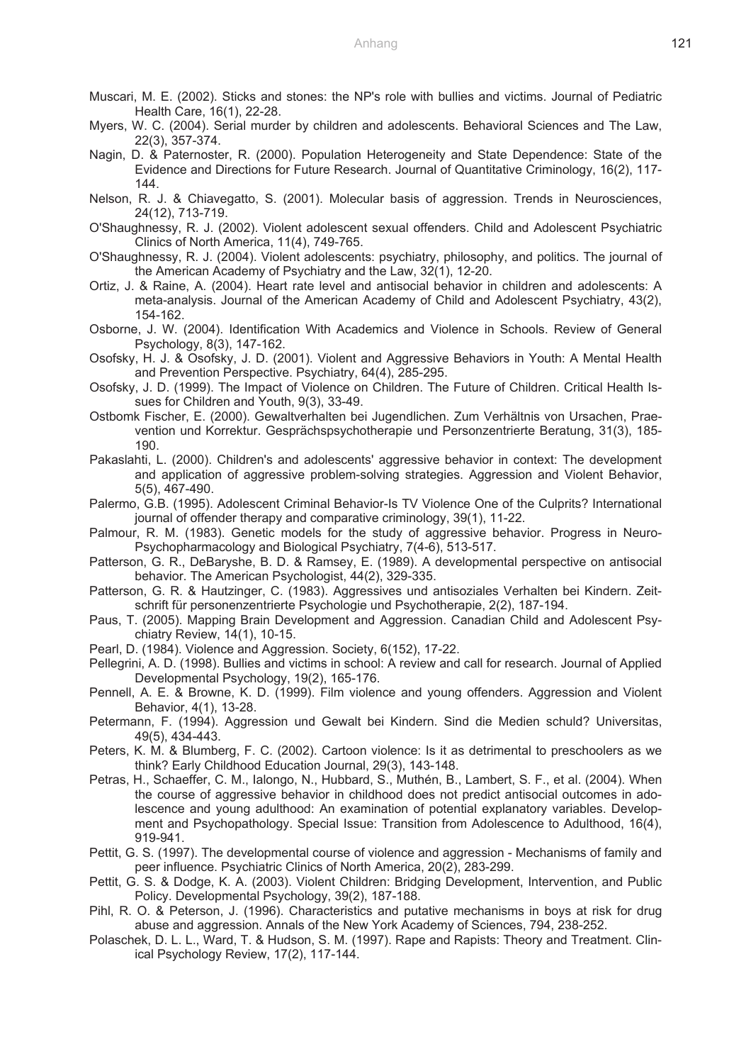Muscari, M. E. (2002). Sticks and stones: the NP's role with bullies and victims. Journal of Pediatric Health Care, 16(1), 22-28.

Myers, W. C. (2004). Serial murder by children and adolescents. Behavioral Sciences and The Law, 22(3), 357-374.

Nagin, D. & Paternoster, R. (2000). Population Heterogeneity and State Dependence: State of the Evidence and Directions for Future Research. Journal of Quantitative Criminology, 16(2), 117-144.

Nelson, R. J. & Chiavegatto, S. (2001). Molecular basis of aggression. Trends in Neurosciences, 24(12), 713-719.

O'Shaughnessy, R. J. (2002). Violent adolescent sexual offenders. Child and Adolescent Psychiatric Clinics of North America, 11(4), 749-765.

O'Shaughnessy, R. J. (2004). Violent adolescents: psychiatry, philosophy, and politics. The journal of the American Academy of Psychiatry and the Law, 32(1), 12-20.

Ortiz, J. & Raine, A. (2004). Heart rate level and antisocial behavior in children and adolescents: A meta-analysis. Journal of the American Academy of Child and Adolescent Psychiatry, 43(2), 154-162.

Osborne, J. W. (2004). Identification With Academics and Violence in Schools. Review of General Psychology, 8(3), 147-162.

Osofsky, H. J. & Osofsky, J. D. (2001). Violent and Aggressive Behaviors in Youth: A Mental Health and Prevention Perspective. Psychiatry, 64(4), 285-295.

Osofsky, J. D. (1999). The Impact of Violence on Children. The Future of Children. Critical Health Issues for Children and Youth, 9(3), 33-49.

Ostbomk Fischer, E. (2000). Gewaltverhalten bei Jugendlichen. Zum Verhältnis von Ursachen, Praevention und Korrektur. Gesprächspsychotherapie und Personzentrierte Beratung, 31(3), 185-190.

Pakaslahti, L. (2000). Children's and adolescents' aggressive behavior in context: The development and application of aggressive problem-solving strategies. Aggression and Violent Behavior, 5(5), 467-490.

Palermo, G.B. (1995). Adolescent Criminal Behavior-Is TV Violence One of the Culprits? International journal of offender therapy and comparative criminology, 39(1), 11-22.

Palmour, R. M. (1983). Genetic models for the study of aggressive behavior. Progress in Neuro-Psychopharmacology and Biological Psychiatry, 7(4-6), 513-517.

Patterson, G. R., DeBaryshe, B. D. & Ramsey, E. (1989). A developmental perspective on antisocial behavior. The American Psychologist, 44(2), 329-335.

Patterson, G. R. & Hautzinger, C. (1983). Aggressives und antisoziales Verhalten bei Kindern. Zeitschrift für personenzentrierte Psychologie und Psychotherapie, 2(2), 187-194.

Paus, T. (2005). Mapping Brain Development and Aggression. Canadian Child and Adolescent Psychiatry Review, 14(1), 10-15.

Pearl, D. (1984). Violence and Aggression. Society, 6(152), 17-22.

Pellegrini, A. D. (1998). Bullies and victims in school: A review and call for research. Journal of Applied Developmental Psychology, 19(2), 165-176.

Pennell, A. E. & Browne, K. D. (1999). Film violence and young offenders. Aggression and Violent Behavior, 4(1), 13-28.

Petermann, F. (1994). Aggression und Gewalt bei Kindern. Sind die Medien schuld? Universitas, 49(5), 434-443.

Peters, K. M. & Blumberg, F. C. (2002). Cartoon violence: Is it as detrimental to preschoolers as we think? Early Childhood Education Journal, 29(3), 143-148.

Petras, H., Schaeffer, C. M., Ialongo, N., Hubbard, S., Muthén, B., Lambert, S. F., et al. (2004). When the course of aggressive behavior in childhood does not predict antisocial outcomes in adolescence and young adulthood: An examination of potential explanatory variables. Development and Psychopathology. Special Issue: Transition from Adolescence to Adulthood, 16(4), 919-941.

Pettit, G. S. (1997). The developmental course of violence and aggression - Mechanisms of family and peer influence. Psychiatric Clinics of North America, 20(2), 283-299.

Pettit, G. S. & Dodge, K. A. (2003). Violent Children: Bridging Development, Intervention, and Public Policy. Developmental Psychology, 39(2), 187-188.

Pihl, R. O. & Peterson, J. (1996). Characteristics and putative mechanisms in boys at risk for drug abuse and aggression. Annals of the New York Academy of Sciences, 794, 238-252.

Polaschek, D. L. L., Ward, T. & Hudson, S. M. (1997). Rape and Rapists: Theory and Treatment. Clinical Psychology Review, 17(2), 117-144.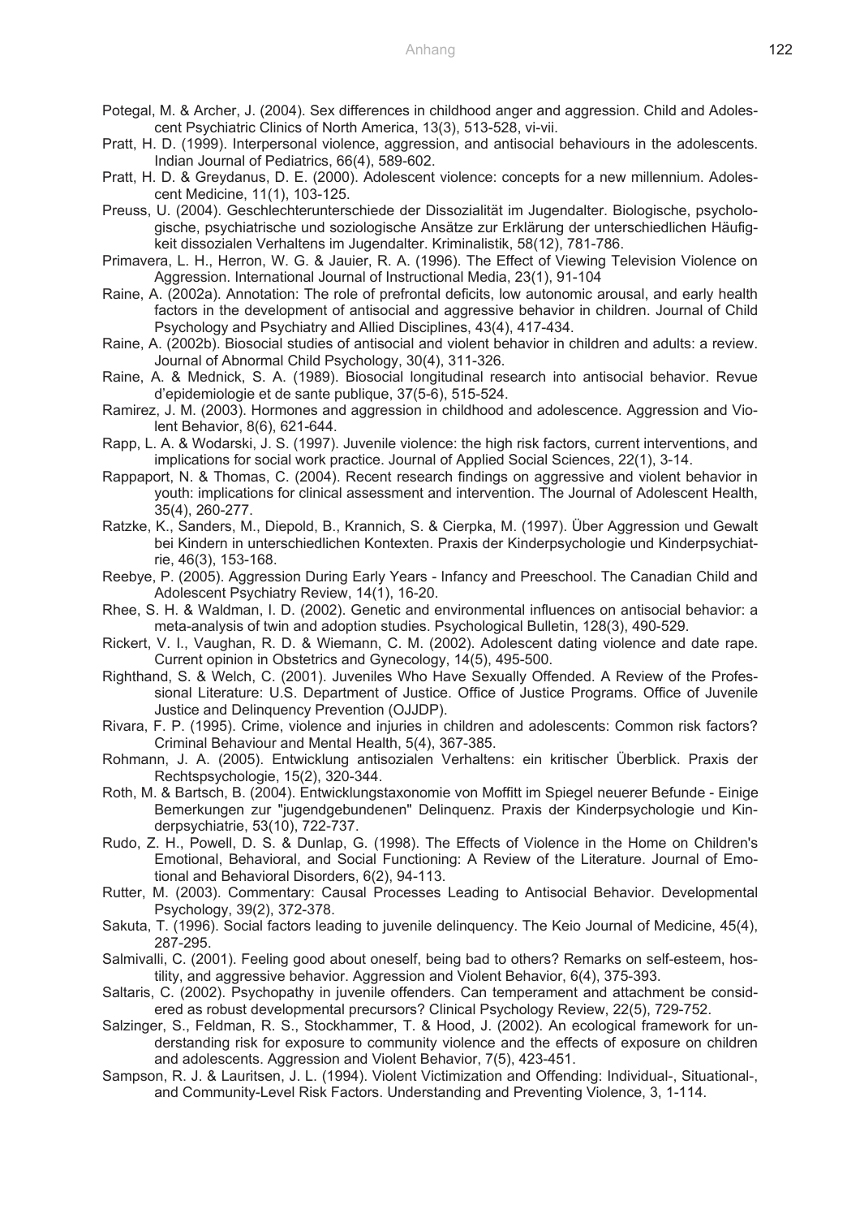Potegal, M. & Archer, J. (2004). Sex differences in childhood anger and aggression. Child and Adolescent Psychiatric Clinics of North America, 13(3), 513-528, vi-vii.

Pratt, H. D. (1999). Interpersonal violence, aggression, and antisocial behaviours in the adolescents. Indian Journal of Pediatrics, 66(4), 589-602.

Pratt, H. D. & Greydanus, D. E. (2000). Adolescent violence: concepts for a new millennium. Adolescent Medicine, 11(1), 103-125.

Preuss, U. (2004). Geschlechterunterschiede der Dissozialität im Jugendalter. Biologische, psychologische, psychiatrische und soziologische Ansätze zur Erklärung der unterschiedlichen Häufigkeit dissozialen Verhaltens im Jugendalter. Kriminalistik, 58(12), 781-786.

Primavera, L. H., Herron, W. G. & Jauier, R. A. (1996). The Effect of Viewing Television Violence on Aggression. International Journal of Instructional Media, 23(1), 91-104

Raine, A. (2002a). Annotation: The role of prefrontal deficits, low autonomic arousal, and early health factors in the development of antisocial and aggressive behavior in children. Journal of Child Psychology and Psychiatry and Allied Disciplines, 43(4), 417-434.

Raine, A. (2002b). Biosocial studies of antisocial and violent behavior in children and adults: a review. Journal of Abnormal Child Psychology, 30(4), 311-326.

Raine, A. & Mednick, S. A. (1989). Biosocial longitudinal research into antisocial behavior. Revue d'epidemiologie et de sante publique, 37(5-6), 515-524.

Ramirez, J. M. (2003). Hormones and aggression in childhood and adolescence. Aggression and Violent Behavior, 8(6), 621-644.

Rapp, L. A. & Wodarski, J. S. (1997). Juvenile violence: the high risk factors, current interventions, and implications for social work practice. Journal of Applied Social Sciences, 22(1), 3-14.

Rappaport, N. & Thomas, C. (2004). Recent research findings on aggressive and violent behavior in youth: implications for clinical assessment and intervention. The Journal of Adolescent Health, 35(4), 260-277.

Ratzke, K., Sanders, M., Diepold, B., Krannich, S. & Cierpka, M. (1997). Über Aggression und Gewalt bei Kindern in unterschiedlichen Kontexten. Praxis der Kinderpsychologie und Kinderpsychiatrie, 46(3), 153-168.

Reebye, P. (2005). Aggression During Early Years - Infancy and Preeschool. The Canadian Child and Adolescent Psychiatry Review, 14(1), 16-20.

Rhee, S. H. & Waldman, I. D. (2002). Genetic and environmental influences on antisocial behavior: a meta-analysis of twin and adoption studies. Psychological Bulletin, 128(3), 490-529.

Rickert, V. I., Vaughan, R. D. & Wiemann, C. M. (2002). Adolescent dating violence and date rape. Current opinion in Obstetrics and Gynecology, 14(5), 495-500.

Righthand, S. & Welch, C. (2001). Juveniles Who Have Sexually Offended. A Review of the Professional Literature: U.S. Department of Justice. Office of Justice Programs. Office of Juvenile Justice and Delinquency Prevention (OJJDP).

Rivara, F. P. (1995). Crime, violence and injuries in children and adolescents: Common risk factors? Criminal Behaviour and Mental Health, 5(4), 367-385.

Rohmann, J. A. (2005). Entwicklung antisozialen Verhaltens: ein kritischer Überblick. Praxis der Rechtspsychologie, 15(2), 320-344.

Roth, M. & Bartsch, B. (2004). Entwicklungstaxonomie von Moffitt im Spiegel neuerer Befunde - Einige Bemerkungen zur "jugendgebundenen" Delinquenz. Praxis der Kinderpsychologie und Kinderpsychiatrie, 53(10), 722-737.

Rudo, Z. H., Powell, D. S. & Dunlap, G. (1998). The Effects of Violence in the Home on Children's Emotional, Behavioral, and Social Functioning: A Review of the Literature. Journal of Emotional and Behavioral Disorders, 6(2), 94-113.

Rutter, M. (2003). Commentary: Causal Processes Leading to Antisocial Behavior. Developmental Psychology, 39(2), 372-378.

Sakuta, T. (1996). Social factors leading to juvenile delinquency. The Keio Journal of Medicine, 45(4), 287-295.

Salmivalli, C. (2001). Feeling good about oneself, being bad to others? Remarks on self-esteem, hostility, and aggressive behavior. Aggression and Violent Behavior, 6(4), 375-393.

Saltaris, C. (2002). Psychopathy in juvenile offenders. Can temperament and attachment be considered as robust developmental precursors? Clinical Psychology Review, 22(5), 729-752.

Salzinger, S., Feldman, R. S., Stockhammer, T. & Hood, J. (2002). An ecological framework for understanding risk for exposure to community violence and the effects of exposure on children and adolescents. Aggression and Violent Behavior, 7(5), 423-451.

Sampson, R. J. & Lauritsen, J. L. (1994). Violent Victimization and Offending: Individual-, Situational-, and Community-Level Risk Factors. Understanding and Preventing Violence, 3, 1-114.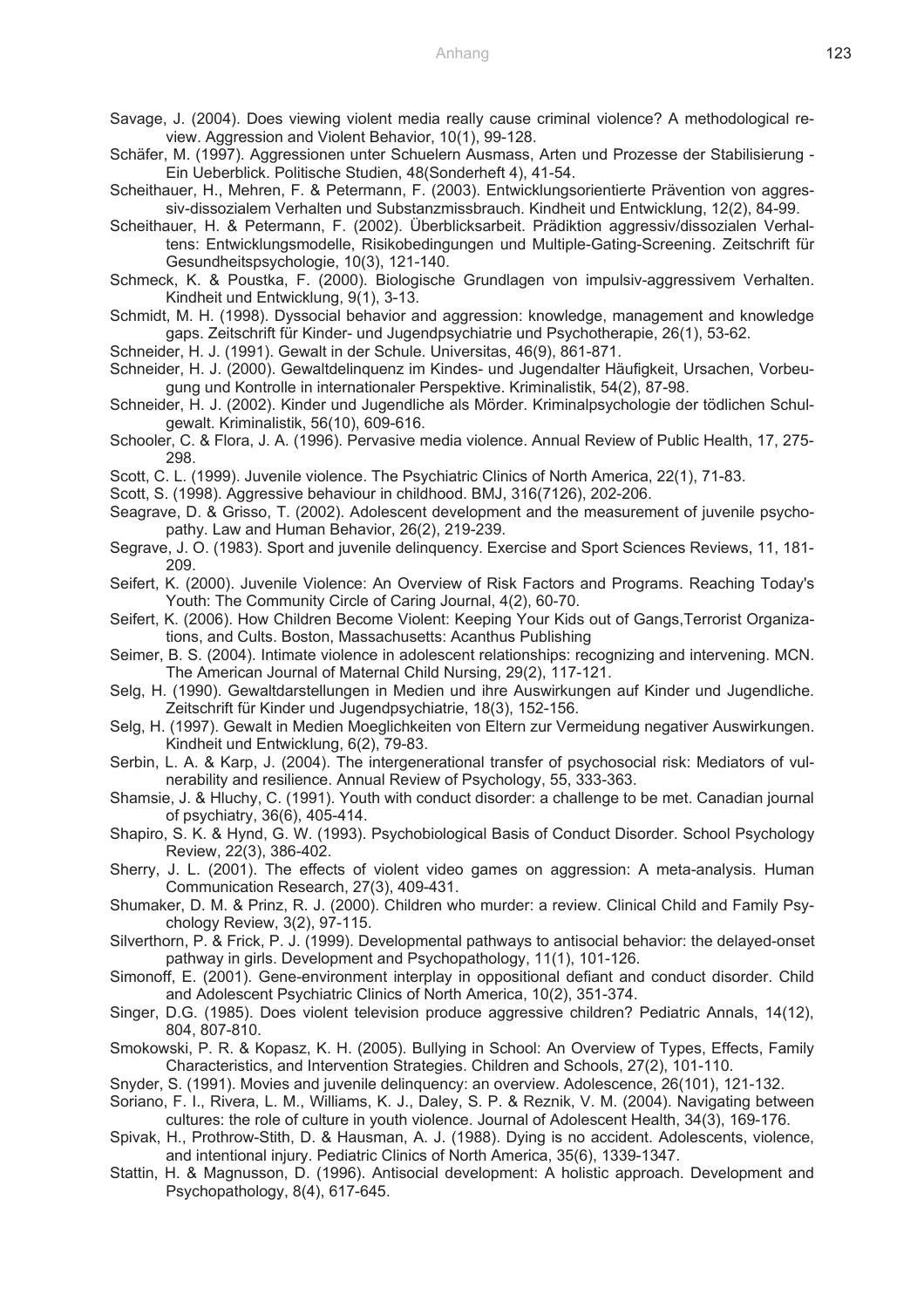Savage, J. (2004). Does viewing violent media really cause criminal violence? A methodological review. Aggression and Violent Behavior, 10(1), 99-128.

Schäfer, M. (1997). Aggressionen unter Schuelern Ausmass, Arten und Prozesse der Stabilisierung - Ein Ueberblick. Politische Studien, 48(Sonderheft 4), 41-54.

Scheithauer, H., Mehren, F. & Petermann, F. (2003). Entwicklungsorientierte Prävention von aggressiv-dissozialem Verhalten und Substanzmissbrauch. Kindheit und Entwicklung, 12(2), 84-99.

Scheithauer, H. & Petermann, F. (2002). Überblicksarbeit. Prädiktion aggressiv/dissozialen Verhaltens: Entwicklungsmodelle, Risikobedingungen und Multiple-Gating-Screening. Zeitschrift für Gesundheitspsychologie, 10(3), 121-140.

Schmeck, K. & Poustka, F. (2000). Biologische Grundlagen von impulsiv-aggressivem Verhalten. Kindheit und Entwicklung, 9(1), 3-13.

Schmidt, M. H. (1998). Dyssocial behavior and aggression: knowledge, management and knowledge gaps. Zeitschrift für Kinder- und Jugendpsychiatrie und Psychotherapie, 26(1), 53-62.

Schneider, H. J. (1991). Gewalt in der Schule. Universitas, 46(9), 861-871.

Schneider, H. J. (2000). Gewaltdelinquenz im Kindes- und Jugendalter Häufigkeit, Ursachen, Vorbeugung und Kontrolle in internationaler Perspektive. Kriminalistik, 54(2), 87-98.

Schneider, H. J. (2002). Kinder und Jugendliche als Mörder. Kriminalpsychologie der tödlichen Schulgewalt. Kriminalistik, 56(10), 609-616.

Schooler, C. & Flora, J. A. (1996). Pervasive media violence. Annual Review of Public Health, 17, 275-298.

Scott, C. L. (1999). Juvenile violence. The Psychiatric Clinics of North America, 22(1), 71-83.

Scott, S. (1998). Aggressive behaviour in childhood. BMJ, 316(7126), 202-206.

Seagrave, D. & Grisso, T. (2002). Adolescent development and the measurement of juvenile psychopathy. Law and Human Behavior, 26(2), 219-239.

Segrave, J. O. (1983). Sport and juvenile delinquency. Exercise and Sport Sciences Reviews, 11, 181-209.

Seifert, K. (2000). Juvenile Violence: An Overview of Risk Factors and Programs. Reaching Today's Youth: The Community Circle of Caring Journal, 4(2), 60-70.

Seifert, K. (2006). How Children Become Violent: Keeping Your Kids out of Gangs,Terrorist Organizations, and Cults. Boston, Massachusetts: Acanthus Publishing

Seimer, B. S. (2004). Intimate violence in adolescent relationships: recognizing and intervening. MCN. The American Journal of Maternal Child Nursing, 29(2), 117-121.

Selg, H. (1990). Gewaltdarstellungen in Medien und ihre Auswirkungen auf Kinder und Jugendliche. Zeitschrift für Kinder und Jugendpsychiatrie, 18(3), 152-156.

Selg, H. (1997). Gewalt in Medien Moeglichkeiten von Eltern zur Vermeidung negativer Auswirkungen. Kindheit und Entwicklung, 6(2), 79-83.

Serbin, L. A. & Karp, J. (2004). The intergenerational transfer of psychosocial risk: Mediators of vulnerability and resilience. Annual Review of Psychology, 55, 333-363.

Shamsie, J. & Hluchy, C. (1991). Youth with conduct disorder: a challenge to be met. Canadian journal of psychiatry, 36(6), 405-414.

Shapiro, S. K. & Hynd, G. W. (1993). Psychobiological Basis of Conduct Disorder. School Psychology Review, 22(3), 386-402.

Sherry, J. L. (2001). The effects of violent video games on aggression: A meta-analysis. Human Communication Research, 27(3), 409-431.

Shumaker, D. M. & Prinz, R. J. (2000). Children who murder: a review. Clinical Child and Family Psychology Review, 3(2), 97-115.

Silverthorn, P. & Frick, P. J. (1999). Developmental pathways to antisocial behavior: the delayed-onset pathway in girls. Development and Psychopathology, 11(1), 101-126.

Simonoff, E. (2001). Gene-environment interplay in oppositional defiant and conduct disorder. Child and Adolescent Psychiatric Clinics of North America, 10(2), 351-374.

Singer, D.G. (1985). Does violent television produce aggressive children? Pediatric Annals, 14(12), 804, 807-810.

Smokowski, P. R. & Kopasz, K. H. (2005). Bullying in School: An Overview of Types, Effects, Family Characteristics, and Intervention Strategies. Children and Schools, 27(2), 101-110.

Snyder, S. (1991). Movies and juvenile delinquency: an overview. Adolescence, 26(101), 121-132.

Soriano, F. I., Rivera, L. M., Williams, K. J., Daley, S. P. & Reznik, V. M. (2004). Navigating between cultures: the role of culture in youth violence. Journal of Adolescent Health, 34(3), 169-176.

Spivak, H., Prothrow-Stith, D. & Hausman, A. J. (1988). Dying is no accident. Adolescents, violence, and intentional injury. Pediatric Clinics of North America, 35(6), 1339-1347.

Stattin, H. & Magnusson, D. (1996). Antisocial development: A holistic approach. Development and Psychopathology, 8(4), 617-645.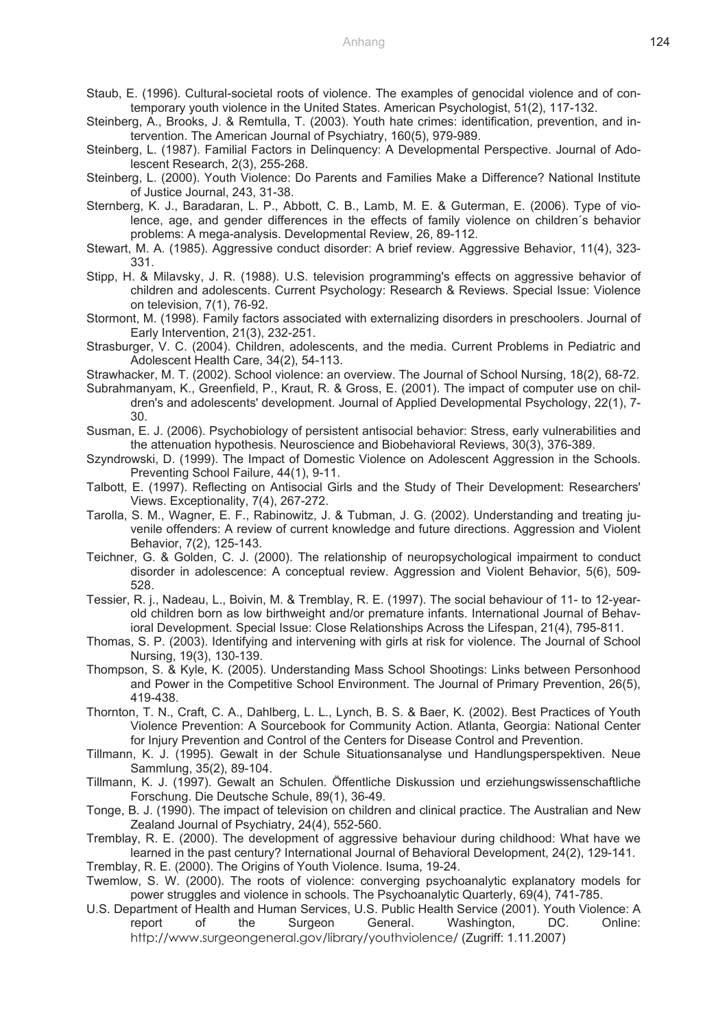Staub, E. (1996). Cultural-societal roots of violence. The examples of genocidal violence and of contemporary youth violence in the United States. American Psychologist, 51(2), 117-132.

Steinberg, A., Brooks, J. & Remtulla, T. (2003). Youth hate crimes: identification, prevention, and intervention. The American Journal of Psychiatry, 160(5), 979-989.

Steinberg, L. (1987). Familial Factors in Delinquency: A Developmental Perspective. Journal of Adolescent Research, 2(3), 255-268.

Steinberg, L. (2000). Youth Violence: Do Parents and Families Make a Difference? National Institute of Justice Journal, 243, 31-38.

Sternberg, K. J., Baradaran, L. P., Abbott, C. B., Lamb, M. E. & Guterman, E. (2006). Type of violence, age, and gender differences in the effects of family violence on children´s behavior problems: A mega-analysis. Developmental Review, 26, 89-112.

Stewart, M. A. (1985). Aggressive conduct disorder: A brief review. Aggressive Behavior, 11(4), 323-331.

Stipp, H. & Milavsky, J. R. (1988). U.S. television programming's effects on aggressive behavior of children and adolescents. Current Psychology: Research & Reviews. Special Issue: Violence on television, 7(1), 76-92.

Stormont, M. (1998). Family factors associated with externalizing disorders in preschoolers. Journal of Early Intervention, 21(3), 232-251.

Strasburger, V. C. (2004). Children, adolescents, and the media. Current Problems in Pediatric and Adolescent Health Care, 34(2), 54-113.

Strawhacker, M. T. (2002). School violence: an overview. The Journal of School Nursing, 18(2), 68-72.

Subrahmanyam, K., Greenfield, P., Kraut, R. & Gross, E. (2001). The impact of computer use on children's and adolescents' development. Journal of Applied Developmental Psychology, 22(1), 7-30.

Susman, E. J. (2006). Psychobiology of persistent antisocial behavior: Stress, early vulnerabilities and the attenuation hypothesis. Neuroscience and Biobehavioral Reviews, 30(3), 376-389.

Szyndrowski, D. (1999). The Impact of Domestic Violence on Adolescent Aggression in the Schools. Preventing School Failure, 44(1), 9-11.

Talbott, E. (1997). Reflecting on Antisocial Girls and the Study of Their Development: Researchers' Views. Exceptionality, 7(4), 267-272.

Tarolla, S. M., Wagner, E. F., Rabinowitz, J. & Tubman, J. G. (2002). Understanding and treating juvenile offenders: A review of current knowledge and future directions. Aggression and Violent Behavior, 7(2), 125-143.

Teichner, G. & Golden, C. J. (2000). The relationship of neuropsychological impairment to conduct disorder in adolescence: A conceptual review. Aggression and Violent Behavior, 5(6), 509-528.

Tessier, R. j., Nadeau, L., Boivin, M. & Tremblay, R. E. (1997). The social behaviour of 11- to 12-year-old children born as low birthweight and/or premature infants. International Journal of Behavioral Development. Special Issue: Close Relationships Across the Lifespan, 21(4), 795-811.

Thomas, S. P. (2003). Identifying and intervening with girls at risk for violence. The Journal of School Nursing, 19(3), 130-139.

Thompson, S. & Kyle, K. (2005). Understanding Mass School Shootings: Links between Personhood and Power in the Competitive School Environment. The Journal of Primary Prevention, 26(5), 419-438.

Thornton, T. N., Craft, C. A., Dahlberg, L. L., Lynch, B. S. & Baer, K. (2002). Best Practices of Youth Violence Prevention: A Sourcebook for Community Action. Atlanta, Georgia: National Center for Injury Prevention and Control of the Centers for Disease Control and Prevention.

Tillmann, K. J. (1995). Gewalt in der Schule Situationsanalyse und Handlungsperspektiven. Neue Sammlung, 35(2), 89-104.

Tillmann, K. J. (1997). Gewalt an Schulen. Öffentliche Diskussion und erziehungswissenschaftliche Forschung. Die Deutsche Schule, 89(1), 36-49.

Tonge, B. J. (1990). The impact of television on children and clinical practice. The Australian and New Zealand Journal of Psychiatry, 24(4), 552-560.

Tremblay, R. E. (2000). The development of aggressive behaviour during childhood: What have we learned in the past century? International Journal of Behavioral Development, 24(2), 129-141.

Tremblay, R. E. (2000). The Origins of Youth Violence. Isuma, 19-24.

Twemlow, S. W. (2000). The roots of violence: converging psychoanalytic explanatory models for power struggles and violence in schools. The Psychoanalytic Quarterly, 69(4), 741-785.

U.S. Department of Health and Human Services, U.S. Public Health Service (2001). Youth Violence: A report of the Surgeon General. Washington, DC. Online: http://www.surgeongeneral.gov/library/youthviolence/ (Zugriff: 1.11.2007)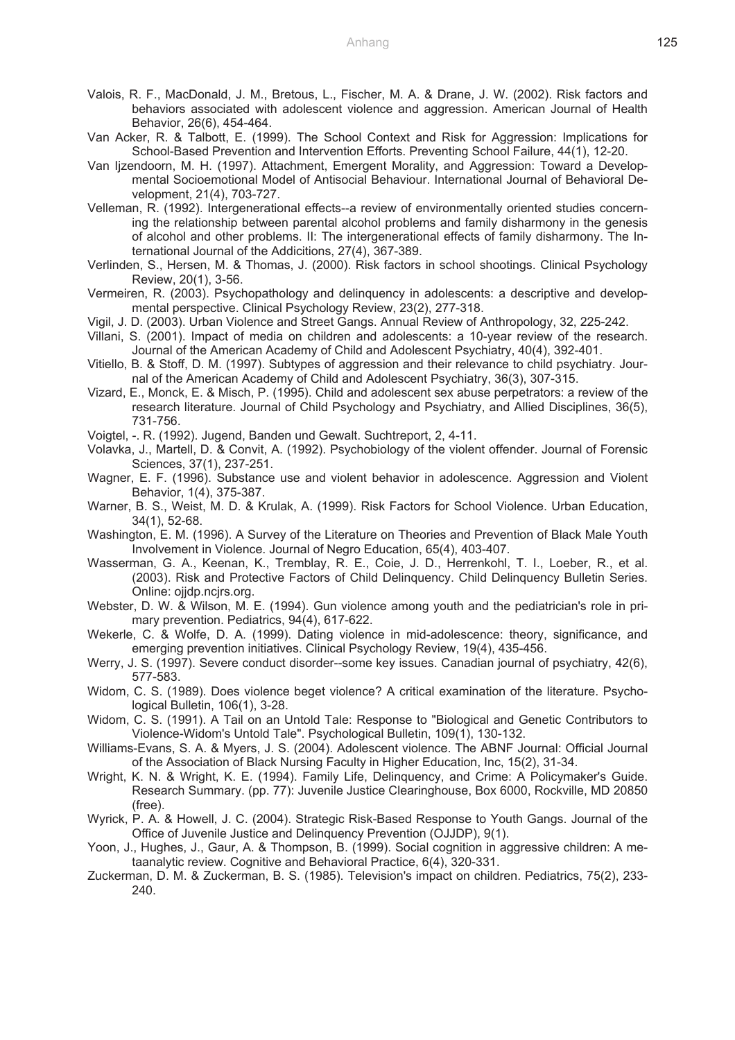Valois, R. F., MacDonald, J. M., Bretous, L., Fischer, M. A. & Drane, J. W. (2002). Risk factors and behaviors associated with adolescent violence and aggression. American Journal of Health Behavior, 26(6), 454-464.

Van Acker, R. & Talbott, E. (1999). The School Context and Risk for Aggression: Implications for School-Based Prevention and Intervention Efforts. Preventing School Failure, 44(1), 12-20.

Van Ijzendoorn, M. H. (1997). Attachment, Emergent Morality, and Aggression: Toward a Developmental Socioemotional Model of Antisocial Behaviour. International Journal of Behavioral Development, 21(4), 703-727.

Velleman, R. (1992). Intergenerational effects--a review of environmentally oriented studies concerning the relationship between parental alcohol problems and family disharmony in the genesis of alcohol and other problems. II: The intergenerational effects of family disharmony. The International Journal of the Addictions, 27(4), 367-389.

Verlinden, S., Hersen, M. & Thomas, J. (2000). Risk factors in school shootings. Clinical Psychology Review, 20(1), 3-56.

Vermeiren, R. (2003). Psychopathology and delinquency in adolescents: a descriptive and developmental perspective. Clinical Psychology Review, 23(2), 277-318.

Vigil, J. D. (2003). Urban Violence and Street Gangs. Annual Review of Anthropology, 32, 225-242.

Villani, S. (2001). Impact of media on children and adolescents: a 10-year review of the research. Journal of the American Academy of Child and Adolescent Psychiatry, 40(4), 392-401.

Vitiello, B. & Stoff, D. M. (1997). Subtypes of aggression and their relevance to child psychiatry. Journal of the American Academy of Child and Adolescent Psychiatry, 36(3), 307-315.

Vizard, E., Monck, E. & Misch, P. (1995). Child and adolescent sex abuse perpetrators: a review of the research literature. Journal of Child Psychology and Psychiatry, and Allied Disciplines, 36(5), 731-756.

Voigtel, -. R. (1992). Jugend, Banden und Gewalt. Suchtreport, 2, 4-11.

Volavka, J., Martell, D. & Convit, A. (1992). Psychobiology of the violent offender. Journal of Forensic Sciences, 37(1), 237-251.

Wagner, E. F. (1996). Substance use and violent behavior in adolescence. Aggression and Violent Behavior, 1(4), 375-387.

Warner, B. S., Weist, M. D. & Krulak, A. (1999). Risk Factors for School Violence. Urban Education, 34(1), 52-68.

Washington, E. M. (1996). A Survey of the Literature on Theories and Prevention of Black Male Youth Involvement in Violence. Journal of Negro Education, 65(4), 403-407.

Wasserman, G. A., Keenan, K., Tremblay, R. E., Coie, J. D., Herrenkohl, T. I., Loeber, R., et al. (2003). Risk and Protective Factors of Child Delinquency. Child Delinquency Bulletin Series. Online: ojjdp.ncjrs.org.

Webster, D. W. & Wilson, M. E. (1994). Gun violence among youth and the pediatrician's role in primary prevention. Pediatrics, 94(4), 617-622.

Wekerle, C. & Wolfe, D. A. (1999). Dating violence in mid-adolescence: theory, significance, and emerging prevention initiatives. Clinical Psychology Review, 19(4), 435-456.

Werry, J. S. (1997). Severe conduct disorder--some key issues. Canadian journal of psychiatry, 42(6), 577-583.

Widom, C. S. (1989). Does violence beget violence? A critical examination of the literature. Psychological Bulletin, 106(1), 3-28.

Widom, C. S. (1991). A Tail on an Untold Tale: Response to "Biological and Genetic Contributors to Violence-Widom's Untold Tale". Psychological Bulletin, 109(1), 130-132.

Williams-Evans, S. A. & Myers, J. S. (2004). Adolescent violence. The ABNF Journal: Official Journal of the Association of Black Nursing Faculty in Higher Education, Inc, 15(2), 31-34.

Wright, K. N. & Wright, K. E. (1994). Family Life, Delinquency, and Crime: A Policymaker's Guide. Research Summary. (pp. 77): Juvenile Justice Clearinghouse, Box 6000, Rockville, MD 20850 (free).

Wyrick, P. A. & Howell, J. C. (2004). Strategic Risk-Based Response to Youth Gangs. Journal of the Office of Juvenile Justice and Delinquency Prevention (OJJDP), 9(1).

Yoon, J., Hughes, J., Gaur, A. & Thompson, B. (1999). Social cognition in aggressive children: A metaanalytic review. Cognitive and Behavioral Practice, 6(4), 320-331.

Zuckerman, D. M. & Zuckerman, B. S. (1985). Television's impact on children. Pediatrics, 75(2), 233-240.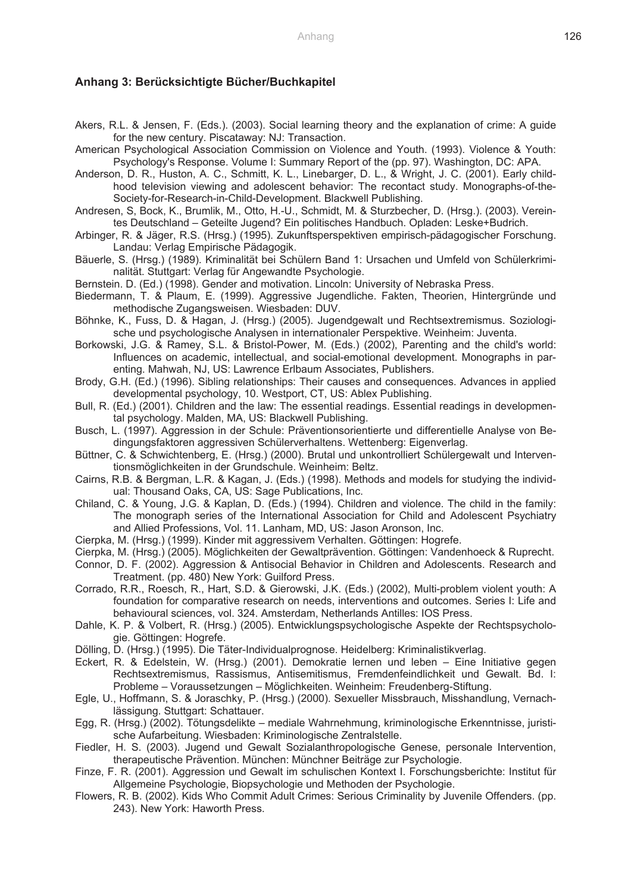### Anhang 3: Berücksichtigte Bücher/Buchkapitel

Akers, R.L. & Jensen, F. (Eds.). (2003). Social learning theory and the explanation of crime: A guide for the new century. Piscataway: NJ: Transaction.

American Psychological Association Commission on Violence and Youth. (1993). Violence & Youth: Psychology's Response. Volume I: Summary Report of the (pp. 97). Washington, DC: APA.

Anderson, D. R., Huston, A. C., Schmitt, K. L., Linebarger, D. L., & Wright, J. C. (2001). Early childhood television viewing and adolescent behavior: The recontact study. Monographs-of-the-Society-for-Research-in-Child-Development. Blackwell Publishing.

Andresen, S, Bock, K., Brumlik, M., Otto, H.-U., Schmidt, M. & Sturzbecher, D. (Hrsg.). (2003). Vereintes Deutschland – Geteilte Jugend? Ein politisches Handbuch. Opladen: Leske+Budrich.

Arbinger, R. & Jäger, R.S. (Hrsg.) (1995). Zukunftsperspektiven empirisch-pädagogischer Forschung. Landau: Verlag Empirische Pädagogik.

Bäuerle, S. (Hrsg.) (1989). Kriminalität bei Schülern Band 1: Ursachen und Umfeld von Schülerkriminalität. Stuttgart: Verlag für Angewandte Psychologie.

Bernstein. D. (Ed.) (1998). Gender and motivation. Lincoln: University of Nebraska Press.

Biedermann, T. & Plaum, E. (1999). Aggressive Jugendliche. Fakten, Theorien, Hintergründe und methodische Zugangsweisen. Wiesbaden: DUV.

Böhnke, K., Fuss, D. & Hagan, J. (Hrsg.) (2005). Jugendgewalt und Rechtsextremismus. Soziologische und psychologische Analysen in internationaler Perspektive. Weinheim: Juventa.

Borkowski, J.G. & Ramey, S.L. & Bristol-Power, M. (Eds.) (2002), Parenting and the child's world: Influences on academic, intellectual, and social-emotional development. Monographs in parenting. Mahwah, NJ, US: Lawrence Erlbaum Associates, Publishers.

Brody, G.H. (Ed.) (1996). Sibling relationships: Their causes and consequences. Advances in applied developmental psychology, 10. Westport, CT, US: Ablex Publishing.

Bull, R. (Ed.) (2001). Children and the law: The essential readings. Essential readings in developmental psychology. Malden, MA, US: Blackwell Publishing.

Busch, L. (1997). Aggression in der Schule: Präventionsorientierte und differentielle Analyse von Bedingungsfaktoren aggressiven Schülerverhaltens. Wettenberg: Eigenverlag.

Büttner, C. & Schwichtenberg, E. (Hrsg.) (2000). Brutal und unkontrolliert Schülergewalt und Interventionsmöglichkeiten in der Grundschule. Weinheim: Beltz.

Cairns, R.B. & Bergman, L.R. & Kagan, J. (Eds.) (1998). Methods and models for studying the individual: Thousand Oaks, CA, US: Sage Publications, Inc.

Chiland, C. & Young, J.G. & Kaplan, D. (Eds.) (1994). Children and violence. The child in the family: The monograph series of the International Association for Child and Adolescent Psychiatry and Allied Professions, Vol. 11. Lanham, MD, US: Jason Aronson, Inc.

Cierpka, M. (Hrsg.) (1999). Kinder mit aggressivem Verhalten. Göttingen: Hogrefe.

Cierpka, M. (Hrsg.) (2005). Möglichkeiten der Gewaltprävention. Göttingen: Vandenhoeck & Ruprecht.

Connor, D. F. (2002). Aggression & Antisocial Behavior in Children and Adolescents. Research and Treatment. (pp. 480) New York: Guilford Press.

Corrado, R.R., Roesch, R., Hart, S.D. & Gierowski, J.K. (Eds.) (2002), Multi-problem violent youth: A foundation for comparative research on needs, interventions and outcomes. Series I: Life and behavioural sciences, vol. 324. Amsterdam, Netherlands Antilles: IOS Press.

Dahle, K. P. & Volbert, R. (Hrsg.) (2005). Entwicklungspsychologische Aspekte der Rechtspsychologie. Göttingen: Hogrefe.

Dölling, D. (Hrsg.) (1995). Die Täter-Individualprognose. Heidelberg: Kriminalistikverlag.

Eckert, R. & Edelstein, W. (Hrsg.) (2001). Demokratie lernen und leben – Eine Initiative gegen Rechtsextremismus, Rassismus, Antisemitismus, Fremdenfeindlichkeit und Gewalt. Bd. I: Probleme – Voraussetzungen – Möglichkeiten. Weinheim: Freudenberg-Stiftung.

Egle, U., Hoffmann, S. & Joraschky, P. (Hrsg.) (2000). Sexueller Missbrauch, Misshandlung, Vernachlässigung. Stuttgart: Schattauer.

Egg, R. (Hrsg.) (2002). Tötungsdelikte – mediale Wahrnehmung, kriminologische Erkenntnisse, juristische Aufarbeitung. Wiesbaden: Kriminologische Zentralstelle.

Fiedler, H. S. (2003). Jugend und Gewalt Sozialanthropologische Genese, personale Intervention, therapeutische Prävention. München: Münchner Beiträge zur Psychologie.

Finze, F. R. (2001). Aggression und Gewalt im schulischen Kontext I. Forschungsberichte: Institut für Allgemeine Psychologie, Biopsychologie und Methoden der Psychologie.

Flowers, R. B. (2002). Kids Who Commit Adult Crimes: Serious Criminality by Juvenile Offenders. (pp. 243). New York: Haworth Press.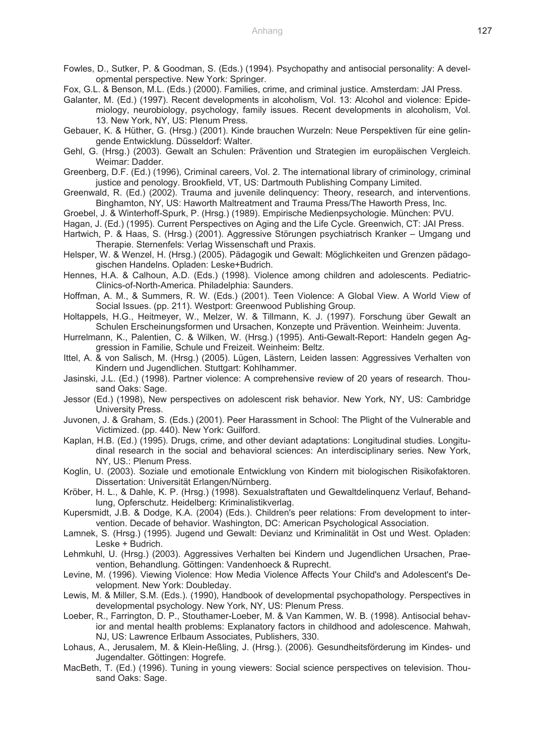Fowles, D., Sutker, P. & Goodman, S. (Eds.) (1994). Psychopathy and antisocial personality: A developmental perspective. New York: Springer.

Fox, G.L. & Benson, M.L. (Eds.) (2000). Families, crime, and criminal justice. Amsterdam: JAI Press.

Galanter, M. (Ed.) (1997). Recent developments in alcoholism, Vol. 13: Alcohol and violence: Epidemiology, neurobiology, psychology, family issues. Recent developments in alcoholism, Vol. 13. New York, NY, US: Plenum Press.

Gebauer, K. & Hüther, G. (Hrsg.) (2001). Kinde brauchen Wurzeln: Neue Perspektiven für eine gelingende Entwicklung. Düsseldorf: Walter.

Gehl, G. (Hrsg.) (2003). Gewalt an Schulen: Prävention und Strategien im europäischen Vergleich. Weimar: Dadder.

Greenberg, D.F. (Ed.) (1996), Criminal careers, Vol. 2. The international library of criminology, criminal justice and penology. Brookfield, VT, US: Dartmouth Publishing Company Limited.

Greenwald, R. (Ed.) (2002). Trauma and juvenile delinquency: Theory, research, and interventions. Binghamton, NY, US: Haworth Maltreatment and Trauma Press/The Haworth Press, Inc.

Groebel, J. & Winterhoff-Spurk, P. (Hrsg.) (1989). Empirische Medienpsychologie. München: PVU.

Hagan, J. (Ed.) (1995). Current Perspectives on Aging and the Life Cycle. Greenwich, CT: JAI Press.

Hartwich, P. & Haas, S. (Hrsg.) (2001). Aggressive Störungen psychiatrisch Kranker – Umgang und Therapie. Sternenfels: Verlag Wissenschaft und Praxis.

Helsper, W. & Wenzel, H. (Hrsg.) (2005). Pädagogik und Gewalt: Möglichkeiten und Grenzen pädagogischen Handelns. Opladen: Leske+Budrich.

Hennes, H.A. & Calhoun, A.D. (Eds.) (1998). Violence among children and adolescents. Pediatric-Clinics-of-North-America. Philadelphia: Saunders.

Hoffman, A. M., & Summers, R. W. (Eds.) (2001). Teen Violence: A Global View. A World View of Social Issues. (pp. 211). Westport: Greenwood Publishing Group.

Holtappels, H.G., Heitmeyer, W., Melzer, W. & Tillmann, K. J. (1997). Forschung über Gewalt an Schulen Erscheinungsformen und Ursachen, Konzepte und Prävention. Weinheim: Juventa.

Hurrelmann, K., Palentien, C. & Wilken, W. (Hrsg.) (1995). Anti-Gewalt-Report: Handeln gegen Aggression in Familie, Schule und Freizeit. Weinheim: Beltz.

Ittel, A. & von Salisch, M. (Hrsg.) (2005). Lügen, Lästern, Leiden lassen: Aggressives Verhalten von Kindern und Jugendlichen. Stuttgart: Kohlhammer.

Jasinski, J.L. (Ed.) (1998). Partner violence: A comprehensive review of 20 years of research. Thousand Oaks: Sage.

Jessor (Ed.) (1998), New perspectives on adolescent risk behavior. New York, NY, US: Cambridge University Press.

Juvonen, J. & Graham, S. (Eds.) (2001). Peer Harassment in School: The Plight of the Vulnerable and Victimized. (pp. 440). New York: Guilford.

Kaplan, H.B. (Ed.) (1995). Drugs, crime, and other deviant adaptations: Longitudinal studies. Longitudinal research in the social and behavioral sciences: An interdisciplinary series. New York, NY, US.: Plenum Press.

Koglin, U. (2003). Soziale und emotionale Entwicklung von Kindern mit biologischen Risikofaktoren. Dissertation: Universität Erlangen/Nürnberg.

Kröber, H. L., & Dahle, K. P. (Hrsg.) (1998). Sexualstraftaten und Gewaltdelinquenz Verlauf, Behandlung, Opferschutz. Heidelberg: Kriminalistikverlag.

Kupersmidt, J.B. & Dodge, K.A. (2004) (Eds.). Children's peer relations: From development to intervention. Decade of behavior. Washington, DC: American Psychological Association.

Lamnek, S. (Hrsg.) (1995). Jugend und Gewalt: Devianz und Kriminalität in Ost und West. Opladen: Leske + Budrich.

Lehmkuhl, U. (Hrsg.) (2003). Aggressives Verhalten bei Kindern und Jugendlichen Ursachen, Praevention, Behandlung. Göttingen: Vandenhoeck & Ruprecht.

Levine, M. (1996). Viewing Violence: How Media Violence Affects Your Child's and Adolescent's Development. New York: Doubleday.

Lewis, M. & Miller, S.M. (Eds.). (1990), Handbook of developmental psychopathology. Perspectives in developmental psychology. New York, NY, US: Plenum Press.

Loeber, R., Farrington, D. P., Stouthamer-Loeber, M. & Van Kammen, W. B. (1998). Antisocial behavior and mental health problems: Explanatory factors in childhood and adolescence. Mahwah, NJ, US: Lawrence Erlbaum Associates, Publishers, 330.

Lohaus, A., Jerusalem, M. & Klein-Heßling, J. (Hrsg.). (2006). Gesundheitsförderung im Kindes- und Jugendalter. Göttingen: Hogrefe.

MacBeth, T. (Ed.) (1996). Tuning in young viewers: Social science perspectives on television. Thousand Oaks: Sage.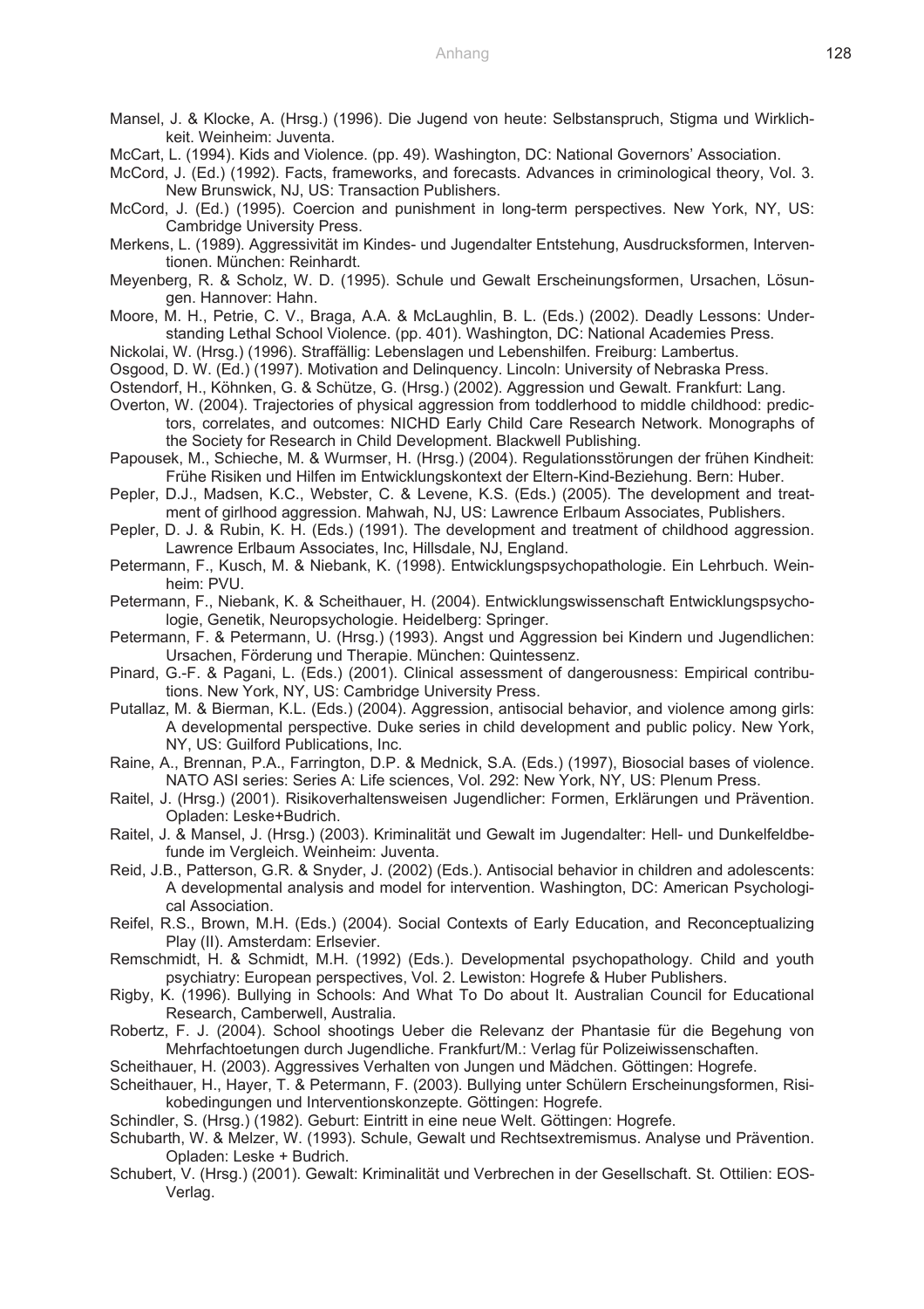Mansel, J. & Klocke, A. (Hrsg.) (1996). Die Jugend von heute: Selbstanspruch, Stigma und Wirklichkeit. Weinheim: Juventa.

McCart, L. (1994). Kids and Violence. (pp. 49). Washington, DC: National Governors' Association.

McCord, J. (Ed.) (1992). Facts, frameworks, and forecasts. Advances in criminological theory, Vol. 3. New Brunswick, NJ, US: Transaction Publishers.

McCord, J. (Ed.) (1995). Coercion and punishment in long-term perspectives. New York, NY, US: Cambridge University Press.

Merkens, L. (1989). Aggressivität im Kindes- und Jugendalter Entstehung, Ausdrucksformen, Interventionen. München: Reinhardt.

Meyenberg, R. & Scholz, W. D. (1995). Schule und Gewalt Erscheinungsformen, Ursachen, Lösungen. Hannover: Hahn.

Moore, M. H., Petrie, C. V., Braga, A.A. & McLaughlin, B. L. (Eds.) (2002). Deadly Lessons: Understanding Lethal School Violence. (pp. 401). Washington, DC: National Academies Press.

Nickolai, W. (Hrsg.) (1996). Straffällig: Lebenslagen und Lebenshilfen. Freiburg: Lambertus.

Osgood, D. W. (Ed.) (1997). Motivation and Delinquency. Lincoln: University of Nebraska Press.

Ostendorf, H., Köhnken, G. & Schütze, G. (Hrsg.) (2002). Aggression und Gewalt. Frankfurt: Lang.

Overton, W. (2004). Trajectories of physical aggression from toddlerhood to middle childhood: predictors, correlates, and outcomes: NICHD Early Child Care Research Network. Monographs of the Society for Research in Child Development. Blackwell Publishing.

Papousek, M., Schieche, M. & Wurmser, H. (Hrsg.) (2004). Regulationsstörungen der frühen Kindheit: Frühe Risiken und Hilfen im Entwicklungskontext der Eltern-Kind-Beziehung. Bern: Huber.

Pepler, D.J., Madsen, K.C., Webster, C. & Levene, K.S. (Eds.) (2005). The development and treatment of girlhood aggression. Mahwah, NJ, US: Lawrence Erlbaum Associates, Publishers.

Pepler, D. J. & Rubin, K. H. (Eds.) (1991). The development and treatment of childhood aggression. Lawrence Erlbaum Associates, Inc, Hillsdale, NJ, England.

Petermann, F., Kusch, M. & Niebank, K. (1998). Entwicklungspsychopathologie. Ein Lehrbuch. Weinheim: PVU.

Petermann, F., Niebank, K. & Scheithauer, H. (2004). Entwicklungswissenschaft Entwicklungspsychologie, Genetik, Neuropsychologie. Heidelberg: Springer.

Petermann, F. & Petermann, U. (Hrsg.) (1993). Angst und Aggression bei Kindern und Jugendlichen: Ursachen, Förderung und Therapie. München: Quintessenz.

Pinard, G.-F. & Pagani, L. (Eds.) (2001). Clinical assessment of dangerousness: Empirical contributions. New York, NY, US: Cambridge University Press.

Putallaz, M. & Bierman, K.L. (Eds.) (2004). Aggression, antisocial behavior, and violence among girls: A developmental perspective. Duke series in child development and public policy. New York, NY, US: Guilford Publications, Inc.

Raine, A., Brennan, P.A., Farrington, D.P. & Mednick, S.A. (Eds.) (1997), Biosocial bases of violence. NATO ASI series: Series A: Life sciences, Vol. 292: New York, NY, US: Plenum Press.

Raitel, J. (Hrsg.) (2001). Risikoverhaltensweisen Jugendlicher: Formen, Erklärungen und Prävention. Opladen: Leske+Budrich.

Raitel, J. & Mansel, J. (Hrsg.) (2003). Kriminalität und Gewalt im Jugendalter: Hell- und Dunkelfeldbefunde im Vergleich. Weinheim: Juventa.

Reid, J.B., Patterson, G.R. & Snyder, J. (2002) (Eds.). Antisocial behavior in children and adolescents: A developmental analysis and model for intervention. Washington, DC: American Psychological Association.

Reifel, R.S., Brown, M.H. (Eds.) (2004). Social Contexts of Early Education, and Reconceptualizing Play (II). Amsterdam: Erlsevier.

Remschmidt, H. & Schmidt, M.H. (1992) (Eds.). Developmental psychopathology. Child and youth psychiatry: European perspectives, Vol. 2. Lewiston: Hogrefe & Huber Publishers.

Rigby, K. (1996). Bullying in Schools: And What To Do about It. Australian Council for Educational Research, Camberwell, Australia.

Robertz, F. J. (2004). School shootings Ueber die Relevanz der Phantasie für die Begehung von Mehrfachtoetungen durch Jugendliche. Frankfurt/M.: Verlag für Polizeiwissenschaften.

Scheithauer, H. (2003). Aggressives Verhalten von Jungen und Mädchen. Göttingen: Hogrefe.

Scheithauer, H., Hayer, T. & Petermann, F. (2003). Bullying unter Schülern Erscheinungsformen, Risikobedingungen und Interventionskonzepte. Göttingen: Hogrefe.

Schindler, S. (Hrsg.) (1982). Geburt: Eintritt in eine neue Welt. Göttingen: Hogrefe.

Schubarth, W. & Melzer, W. (1993). Schule, Gewalt und Rechtsextremismus. Analyse und Prävention. Opladen: Leske + Budrich.

Schubert, V. (Hrsg.) (2001). Gewalt: Kriminalität und Verbrechen in der Gesellschaft. St. Ottilien: EOS-Verlag.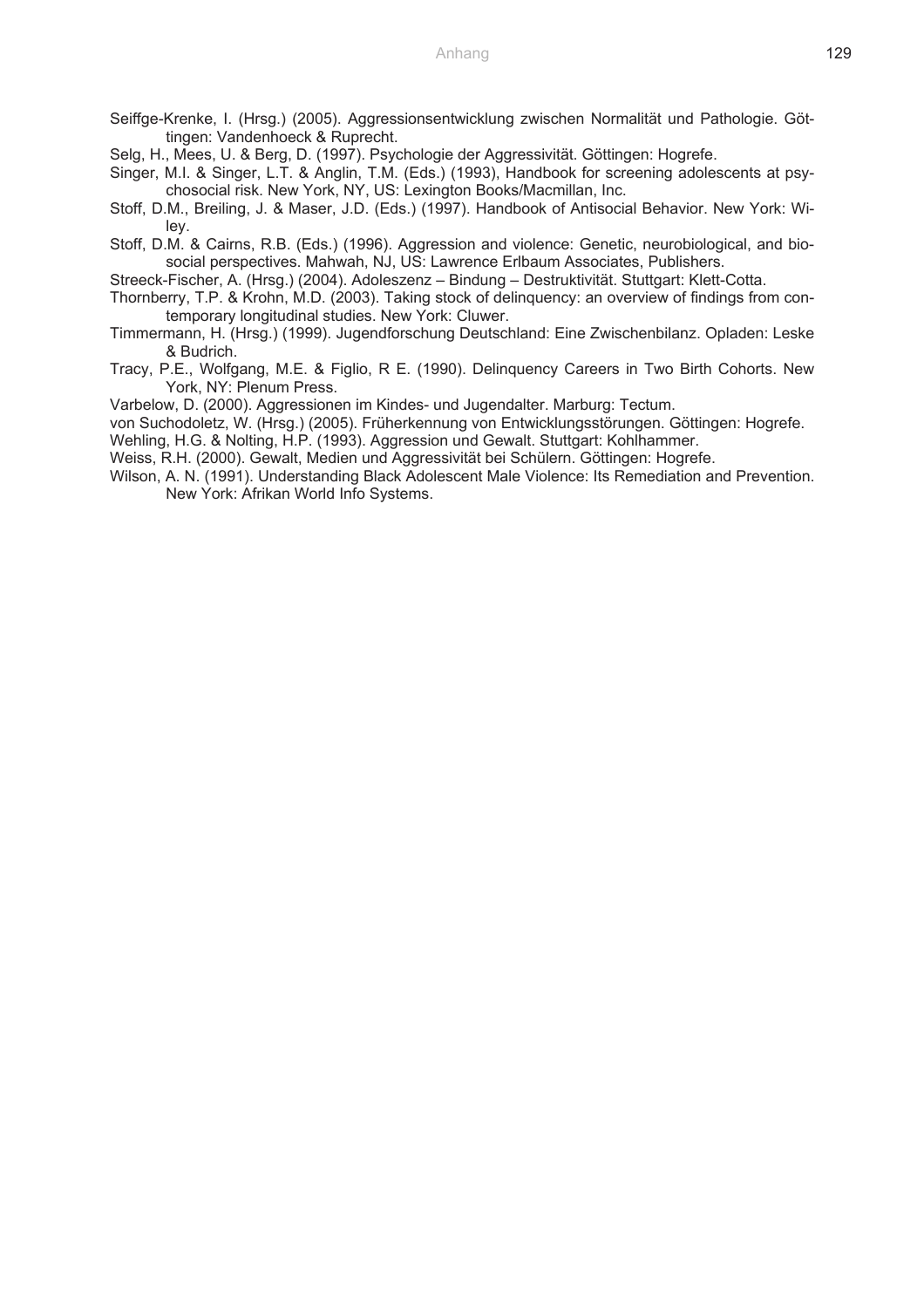Seiffge-Krenke, I. (Hrsg.) (2005). Aggressionsentwicklung zwischen Normalität und Pathologie. Göttingen: Vandenhoeck & Ruprecht.

Selg, H., Mees, U. & Berg, D. (1997). Psychologie der Aggressivität. Göttingen: Hogrefe.

Singer, M.I. & Singer, L.T. & Anglin, T.M. (Eds.) (1993), Handbook for screening adolescents at psychosocial risk. New York, NY, US: Lexington Books/Macmillan, Inc.

Stoff, D.M., Breiling, J. & Maser, J.D. (Eds.) (1997). Handbook of Antisocial Behavior. New York: Wiley.

Stoff, D.M. & Cairns, R.B. (Eds.) (1996). Aggression and violence: Genetic, neurobiological, and biosocial perspectives. Mahwah, NJ, US: Lawrence Erlbaum Associates, Publishers.

Streeck-Fischer, A. (Hrsg.) (2004). Adoleszenz – Bindung – Destruktivität. Stuttgart: Klett-Cotta.

Thornberry, T.P. & Krohn, M.D. (2003). Taking stock of delinquency: an overview of findings from contemporary longitudinal studies. New York: Cluwer.

Timmermann, H. (Hrsg.) (1999). Jugendforschung Deutschland: Eine Zwischenbilanz. Opladen: Leske & Budrich.

Tracy, P.E., Wolfgang, M.E. & Figlio, R E. (1990). Delinquency Careers in Two Birth Cohorts. New York, NY: Plenum Press.

Varbelow, D. (2000). Aggressionen im Kindes- und Jugendalter. Marburg: Tectum.

von Suchodoletz, W. (Hrsg.) (2005). Früherkennung von Entwicklungsstörungen. Göttingen: Hogrefe.

Wehling, H.G. & Nolting, H.P. (1993). Aggression und Gewalt. Stuttgart: Kohlhammer.

Weiss, R.H. (2000). Gewalt, Medien und Aggressivität bei Schülern. Göttingen: Hogrefe.

Wilson, A. N. (1991). Understanding Black Adolescent Male Violence: Its Remediation and Prevention. New York: Afrikan World Info Systems.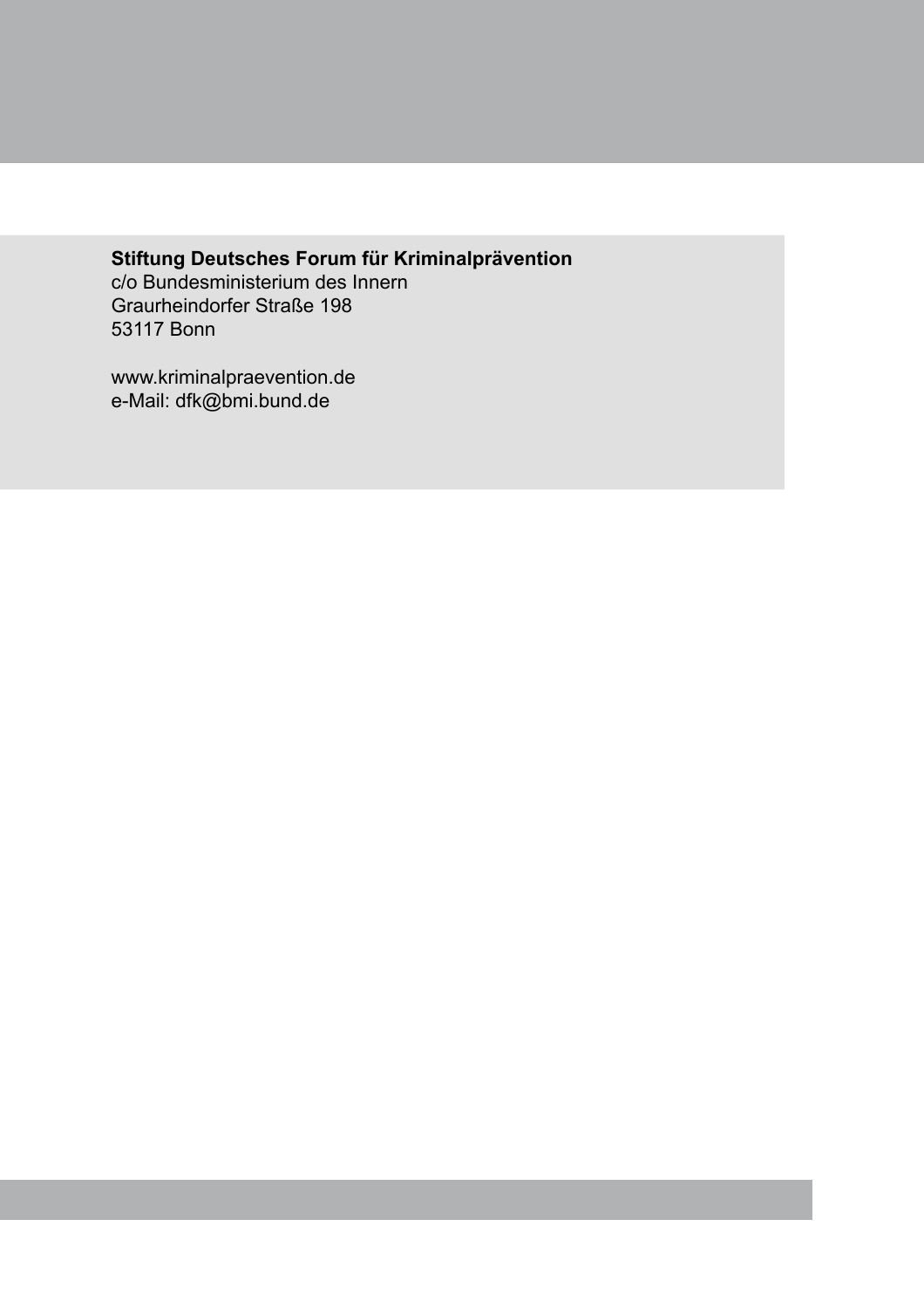**Stiftung Deutsches Forum für Kriminalprävention**
c/o Bundesministerium des Innern
Graurheindorfer Straße 198
53117 Bonn

www.kriminalpraevention.de
e-Mail: dfk@bmi.bund.de